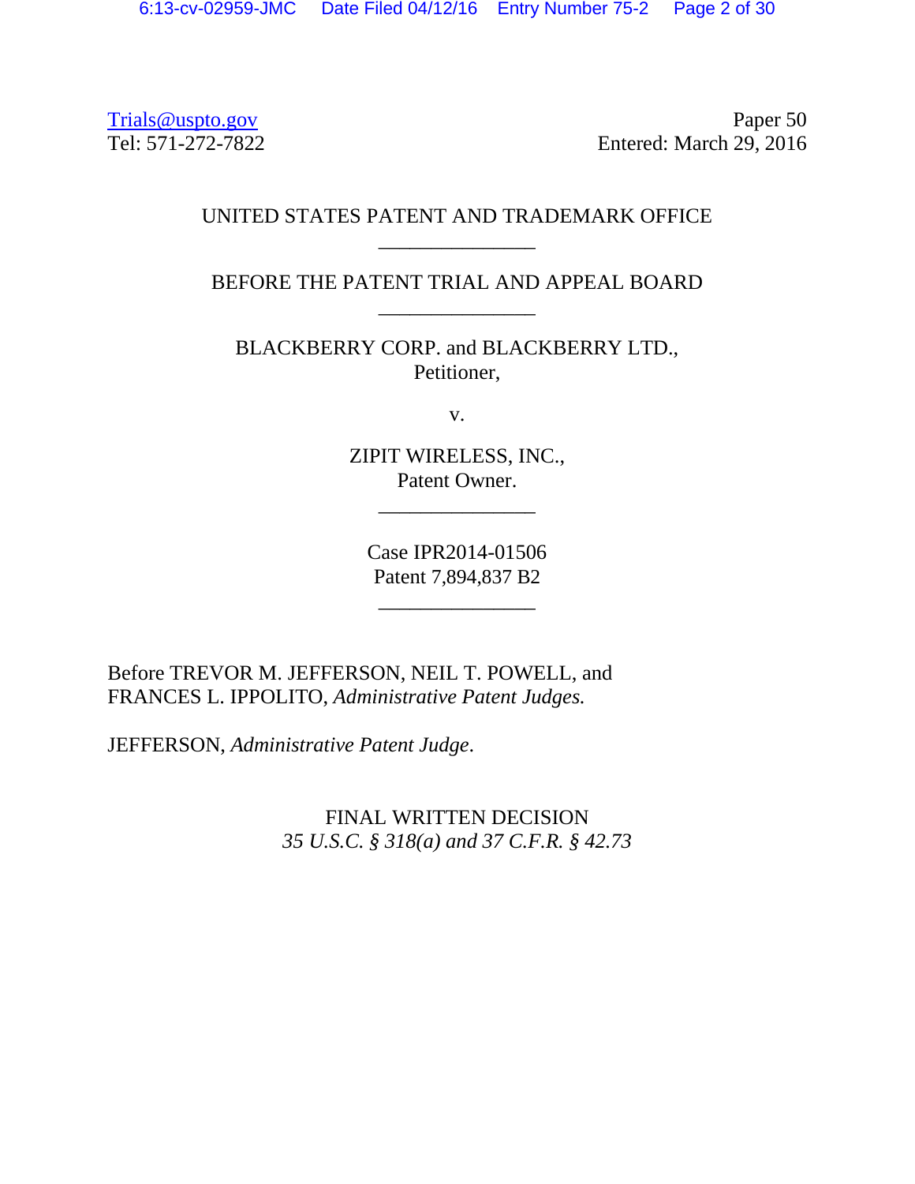Trials@uspto.gov
Tel: 571-272-7822

Paper 50
Entered: March 29, 2016

UNITED STATES PATENT AND TRADEMARK OFFICE

---

BEFORE THE PATENT TRIAL AND APPEAL BOARD

---

BLACKBERRY CORP. and BLACKBERRY LTD.,
Petitioner,

v.

ZIPIT WIRELESS, INC.,
Patent Owner.

---

Case IPR2014-01506
Patent 7,894,837 B2

---

Before TREVOR M. JEFFERSON, NEIL T. POWELL, and FRANCES L. IPPOLITO, *Administrative Patent Judges.*

JEFFERSON, *Administrative Patent Judge*.

FINAL WRITTEN DECISION
*35 U.S.C. § 318(a) and 37 C.F.R. § 42.73*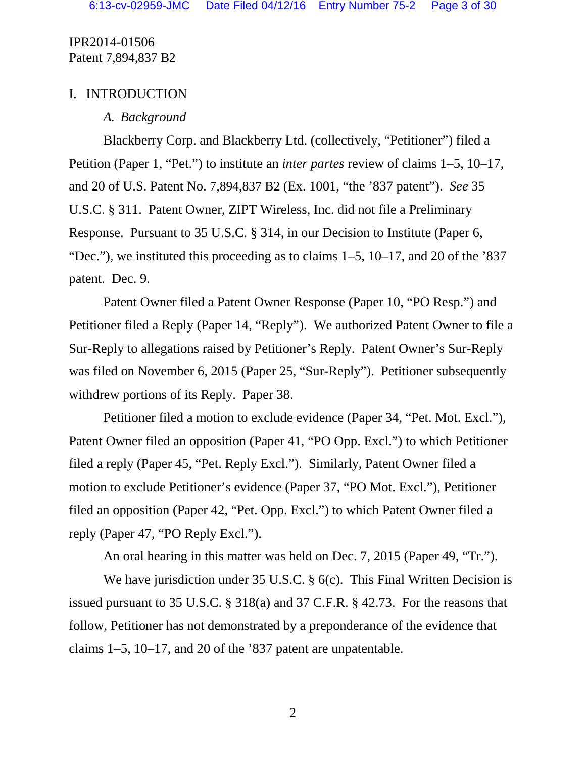IPR2014-01506
Patent 7,894,837 B2

# I. INTRODUCTION

## *A. Background*

Blackberry Corp. and Blackberry Ltd. (collectively, "Petitioner") filed a Petition (Paper 1, "Pet.") to institute an *inter partes* review of claims 1–5, 10–17, and 20 of U.S. Patent No. 7,894,837 B2 (Ex. 1001, "the '837 patent"). *See* 35 U.S.C. § 311. Patent Owner, ZIPT Wireless, Inc. did not file a Preliminary Response. Pursuant to 35 U.S.C. § 314, in our Decision to Institute (Paper 6, "Dec."), we instituted this proceeding as to claims 1–5, 10–17, and 20 of the '837 patent. Dec. 9.

Patent Owner filed a Patent Owner Response (Paper 10, "PO Resp.") and Petitioner filed a Reply (Paper 14, "Reply"). We authorized Patent Owner to file a Sur-Reply to allegations raised by Petitioner's Reply. Patent Owner's Sur-Reply was filed on November 6, 2015 (Paper 25, "Sur-Reply"). Petitioner subsequently withdrew portions of its Reply. Paper 38.

Petitioner filed a motion to exclude evidence (Paper 34, "Pet. Mot. Excl."), Patent Owner filed an opposition (Paper 41, "PO Opp. Excl.") to which Petitioner filed a reply (Paper 45, "Pet. Reply Excl."). Similarly, Patent Owner filed a motion to exclude Petitioner's evidence (Paper 37, "PO Mot. Excl."), Petitioner filed an opposition (Paper 42, "Pet. Opp. Excl.") to which Patent Owner filed a reply (Paper 47, "PO Reply Excl.").

An oral hearing in this matter was held on Dec. 7, 2015 (Paper 49, "Tr.").

We have jurisdiction under 35 U.S.C. § 6(c). This Final Written Decision is issued pursuant to 35 U.S.C. § 318(a) and 37 C.F.R. § 42.73. For the reasons that follow, Petitioner has not demonstrated by a preponderance of the evidence that claims 1–5, 10–17, and 20 of the '837 patent are unpatentable.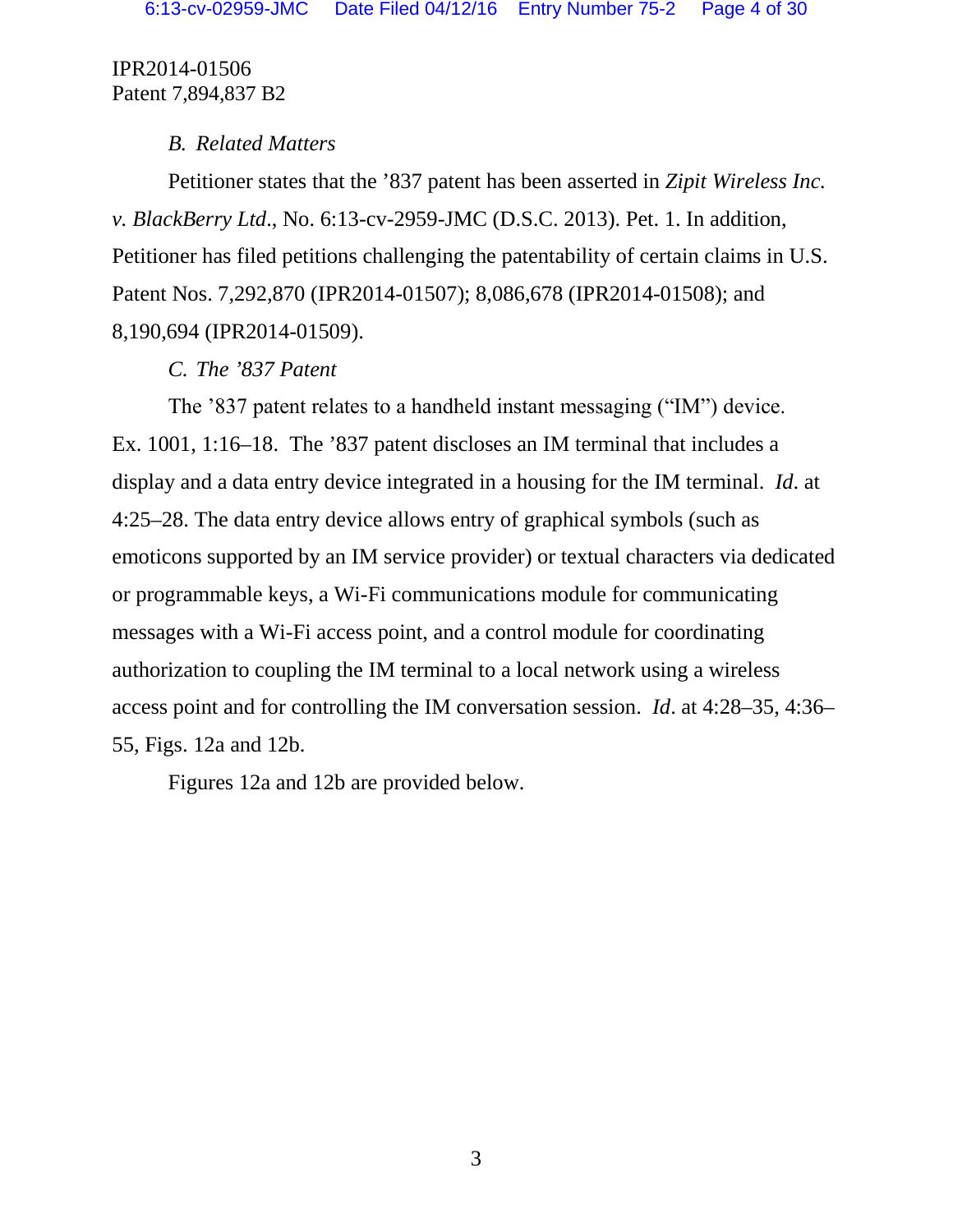IPR2014-01506
Patent 7,894,837 B2

### *B. Related Matters*

Petitioner states that the '837 patent has been asserted in *Zipit Wireless Inc. v. BlackBerry Ltd.*, No. 6:13-cv-2959-JMC (D.S.C. 2013). Pet. 1. In addition, Petitioner has filed petitions challenging the patentability of certain claims in U.S. Patent Nos. 7,292,870 (IPR2014-01507); 8,086,678 (IPR2014-01508); and 8,190,694 (IPR2014-01509).

### *C. The '837 Patent*

The '837 patent relates to a handheld instant messaging ("IM") device. Ex. 1001, 1:16–18. The '837 patent discloses an IM terminal that includes a display and a data entry device integrated in a housing for the IM terminal. *Id*. at 4:25–28. The data entry device allows entry of graphical symbols (such as emoticons supported by an IM service provider) or textual characters via dedicated or programmable keys, a Wi-Fi communications module for communicating messages with a Wi-Fi access point, and a control module for coordinating authorization to coupling the IM terminal to a local network using a wireless access point and for controlling the IM conversation session. *Id*. at 4:28–35, 4:36–55, Figs. 12a and 12b.

Figures 12a and 12b are provided below.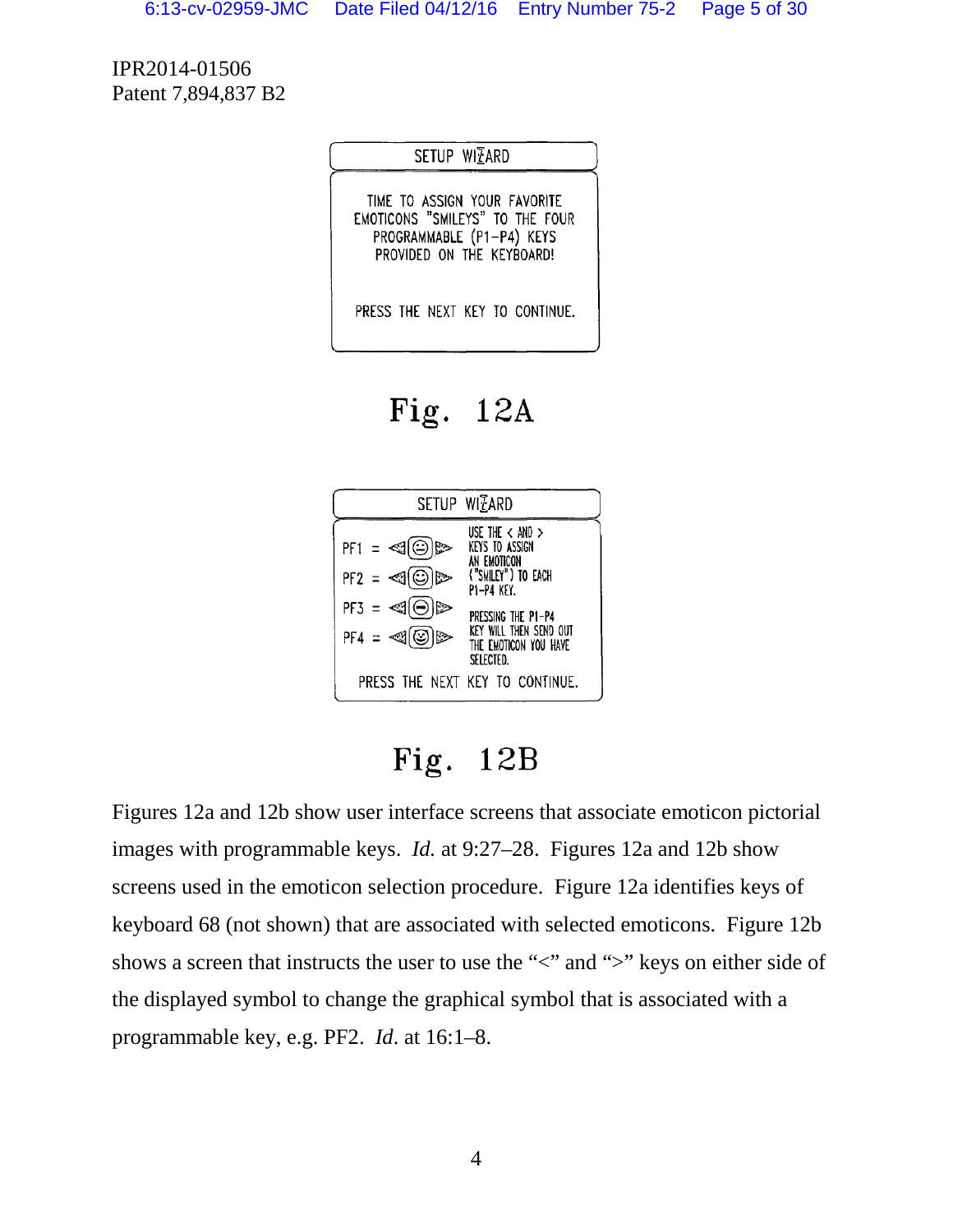IPR2014-01506
Patent 7,894,837 B2

SETUP WIZARD

TIME TO ASSIGN YOUR FAVORITE EMOTICONS "SMILEYS" TO THE FOUR PROGRAMMABLE (P1–P4) KEYS PROVIDED ON THE KEYBOARD!

PRESS THE NEXT KEY TO CONTINUE.

Fig. 12A

SETUP WIZARD

PF1 =
PF2 =
PF3 =
PF4 =

USE THE < AND > KEYS TO ASSIGN AN EMOTICON ("SMILEY") TO EACH P1–P4 KEY.

PRESSING THE P1–P4 KEY WILL THEN SEND OUT THE EMOTICON YOU HAVE SELECTED.

PRESS THE NEXT KEY TO CONTINUE.

Fig. 12B

Figures 12a and 12b show user interface screens that associate emoticon pictorial images with programmable keys. *Id.* at 9:27–28. Figures 12a and 12b show screens used in the emoticon selection procedure. Figure 12a identifies keys of keyboard 68 (not shown) that are associated with selected emoticons. Figure 12b shows a screen that instructs the user to use the "<" and ">" keys on either side of the displayed symbol to change the graphical symbol that is associated with a programmable key, e.g. PF2. *Id.* at 16:1–8.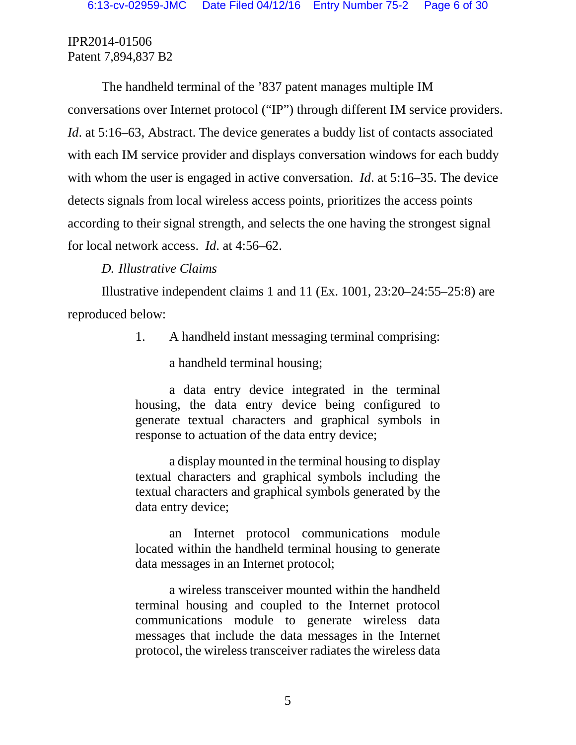The handheld terminal of the ’837 patent manages multiple IM conversations over Internet protocol (“IP”) through different IM service providers. *Id*. at 5:16–63, Abstract. The device generates a buddy list of contacts associated with each IM service provider and displays conversation windows for each buddy with whom the user is engaged in active conversation. *Id*. at 5:16–35. The device detects signals from local wireless access points, prioritizes the access points according to their signal strength, and selects the one having the strongest signal for local network access. *Id.* at 4:56–62.

*D. Illustrative Claims*

Illustrative independent claims 1 and 11 (Ex. 1001, 23:20–24:55–25:8) are reproduced below:

> 1. A handheld instant messaging terminal comprising:
>
> a handheld terminal housing;
>
> a data entry device integrated in the terminal housing, the data entry device being configured to generate textual characters and graphical symbols in response to actuation of the data entry device;
>
> a display mounted in the terminal housing to display textual characters and graphical symbols including the textual characters and graphical symbols generated by the data entry device;
>
> an Internet protocol communications module located within the handheld terminal housing to generate data messages in an Internet protocol;
>
> a wireless transceiver mounted within the handheld terminal housing and coupled to the Internet protocol communications module to generate wireless data messages that include the data messages in the Internet protocol, the wireless transceiver radiates the wireless data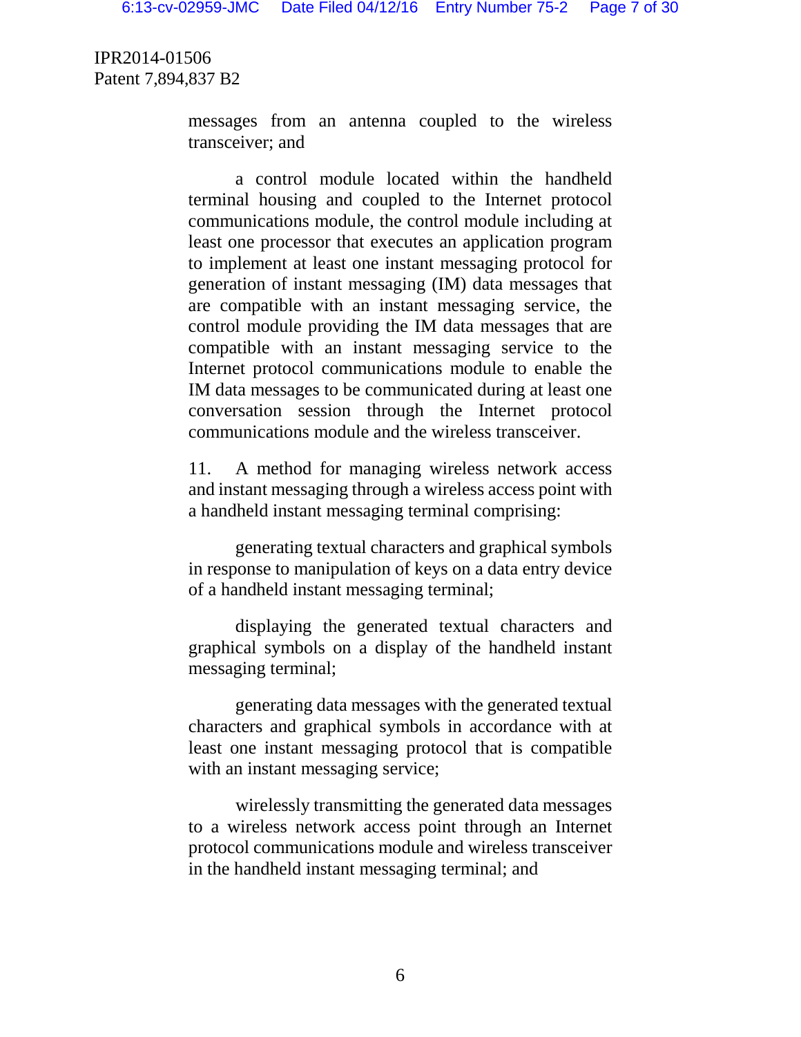IPR2014-01506
Patent 7,894,837 B2

messages from an antenna coupled to the wireless transceiver; and

a control module located within the handheld terminal housing and coupled to the Internet protocol communications module, the control module including at least one processor that executes an application program to implement at least one instant messaging protocol for generation of instant messaging (IM) data messages that are compatible with an instant messaging service, the control module providing the IM data messages that are compatible with an instant messaging service to the Internet protocol communications module to enable the IM data messages to be communicated during at least one conversation session through the Internet protocol communications module and the wireless transceiver.

11. A method for managing wireless network access and instant messaging through a wireless access point with a handheld instant messaging terminal comprising:

generating textual characters and graphical symbols in response to manipulation of keys on a data entry device of a handheld instant messaging terminal;

displaying the generated textual characters and graphical symbols on a display of the handheld instant messaging terminal;

generating data messages with the generated textual characters and graphical symbols in accordance with at least one instant messaging protocol that is compatible with an instant messaging service;

wirelessly transmitting the generated data messages to a wireless network access point through an Internet protocol communications module and wireless transceiver in the handheld instant messaging terminal; and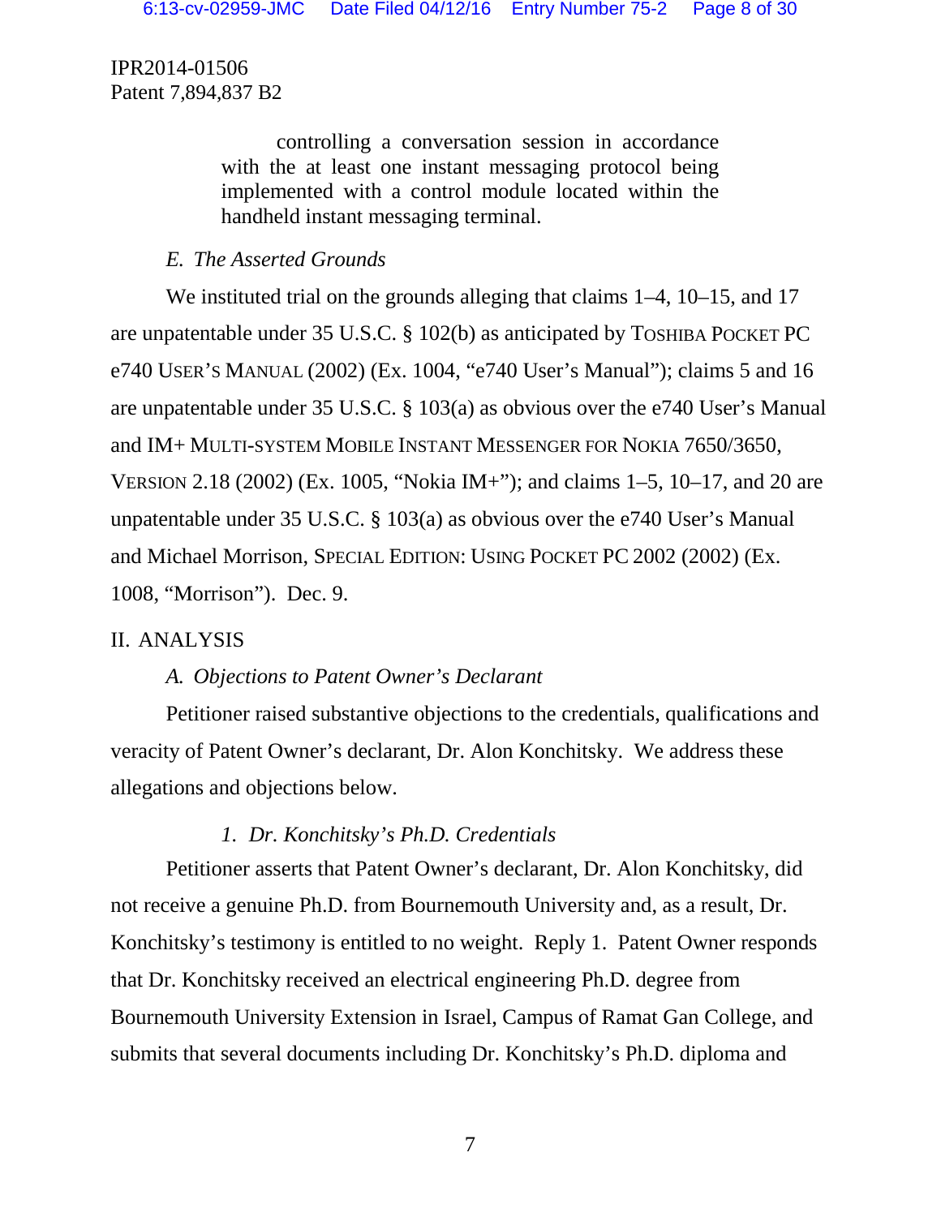controlling a conversation session in accordance with the at least one instant messaging protocol being implemented with a control module located within the handheld instant messaging terminal.

*E. The Asserted Grounds*

We instituted trial on the grounds alleging that claims 1–4, 10–15, and 17 are unpatentable under 35 U.S.C. § 102(b) as anticipated by TOSHIBA POCKET PC e740 USER'S MANUAL (2002) (Ex. 1004, "e740 User's Manual"); claims 5 and 16 are unpatentable under 35 U.S.C. § 103(a) as obvious over the e740 User's Manual and IM+ MULTI-SYSTEM MOBILE INSTANT MESSENGER FOR NOKIA 7650/3650, VERSION 2.18 (2002) (Ex. 1005, "Nokia IM+"); and claims 1–5, 10–17, and 20 are unpatentable under 35 U.S.C. § 103(a) as obvious over the e740 User's Manual and Michael Morrison, SPECIAL EDITION: USING POCKET PC 2002 (2002) (Ex. 1008, "Morrison"). Dec. 9.

## II. ANALYSIS

*A. Objections to Patent Owner's Declarant*

Petitioner raised substantive objections to the credentials, qualifications and veracity of Patent Owner's declarant, Dr. Alon Konchitsky. We address these allegations and objections below.

*1. Dr. Konchitsky's Ph.D. Credentials*

Petitioner asserts that Patent Owner's declarant, Dr. Alon Konchitsky, did not receive a genuine Ph.D. from Bournemouth University and, as a result, Dr. Konchitsky's testimony is entitled to no weight. Reply 1. Patent Owner responds that Dr. Konchitsky received an electrical engineering Ph.D. degree from Bournemouth University Extension in Israel, Campus of Ramat Gan College, and submits that several documents including Dr. Konchitsky's Ph.D. diploma and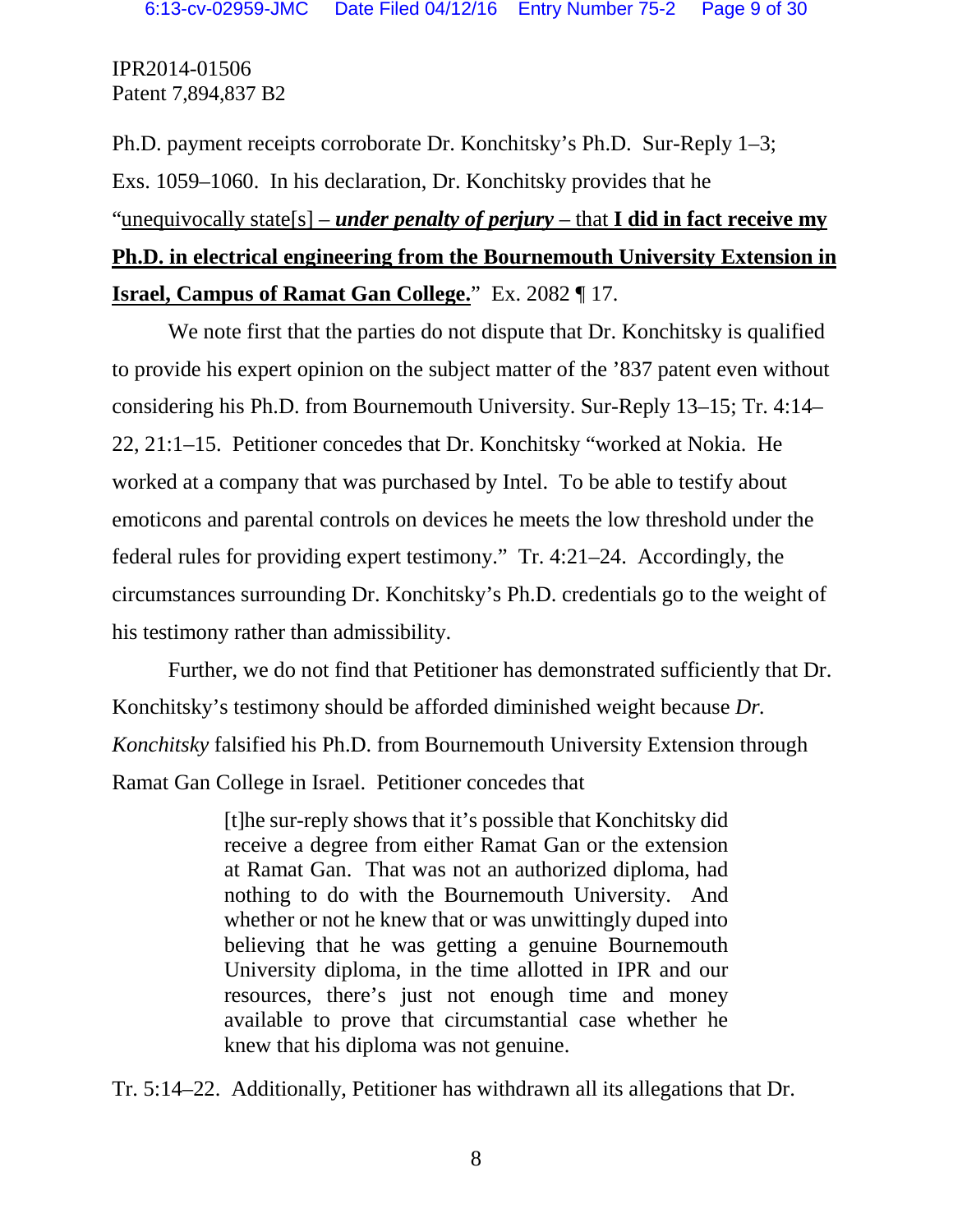Ph.D. payment receipts corroborate Dr. Konchitsky's Ph.D. Sur-Reply 1–3; Exs. 1059–1060. In his declaration, Dr. Konchitsky provides that he "<u>unequivocally state[s] – ***under penalty of perjury*** – that **I did in fact receive my Ph.D. in electrical engineering from the Bournemouth University Extension in Israel, Campus of Ramat Gan College.**</u>" Ex. 2082 ¶ 17.

We note first that the parties do not dispute that Dr. Konchitsky is qualified to provide his expert opinion on the subject matter of the '837 patent even without considering his Ph.D. from Bournemouth University. Sur-Reply 13–15; Tr. 4:14–22, 21:1–15. Petitioner concedes that Dr. Konchitsky "worked at Nokia. He worked at a company that was purchased by Intel. To be able to testify about emoticons and parental controls on devices he meets the low threshold under the federal rules for providing expert testimony." Tr. 4:21–24. Accordingly, the circumstances surrounding Dr. Konchitsky's Ph.D. credentials go to the weight of his testimony rather than admissibility.

Further, we do not find that Petitioner has demonstrated sufficiently that Dr. Konchitsky's testimony should be afforded diminished weight because *Dr. Konchitsky* falsified his Ph.D. from Bournemouth University Extension through Ramat Gan College in Israel. Petitioner concedes that

> [t]he sur-reply shows that it's possible that Konchitsky did receive a degree from either Ramat Gan or the extension at Ramat Gan. That was not an authorized diploma, had nothing to do with the Bournemouth University. And whether or not he knew that or was unwittingly duped into believing that he was getting a genuine Bournemouth University diploma, in the time allotted in IPR and our resources, there's just not enough time and money available to prove that circumstantial case whether he knew that his diploma was not genuine.

Tr. 5:14–22. Additionally, Petitioner has withdrawn all its allegations that Dr.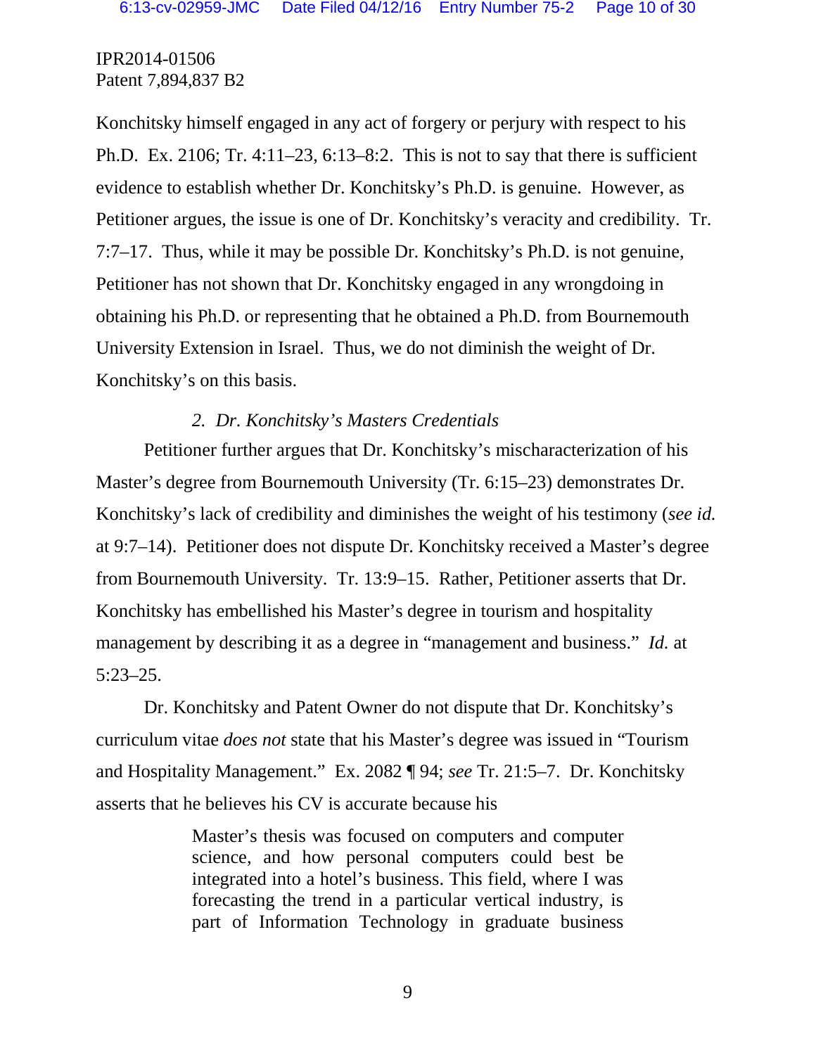Konchitsky himself engaged in any act of forgery or perjury with respect to his Ph.D. Ex. 2106; Tr. 4:11–23, 6:13–8:2. This is not to say that there is sufficient evidence to establish whether Dr. Konchitsky's Ph.D. is genuine. However, as Petitioner argues, the issue is one of Dr. Konchitsky's veracity and credibility. Tr. 7:7–17. Thus, while it may be possible Dr. Konchitsky's Ph.D. is not genuine, Petitioner has not shown that Dr. Konchitsky engaged in any wrongdoing in obtaining his Ph.D. or representing that he obtained a Ph.D. from Bournemouth University Extension in Israel. Thus, we do not diminish the weight of Dr. Konchitsky's on this basis.

*2. Dr. Konchitsky's Masters Credentials*

Petitioner further argues that Dr. Konchitsky's mischaracterization of his Master's degree from Bournemouth University (Tr. 6:15–23) demonstrates Dr. Konchitsky's lack of credibility and diminishes the weight of his testimony (*see id.* at 9:7–14). Petitioner does not dispute Dr. Konchitsky received a Master's degree from Bournemouth University. Tr. 13:9–15. Rather, Petitioner asserts that Dr. Konchitsky has embellished his Master's degree in tourism and hospitality management by describing it as a degree in "management and business." *Id.* at 5:23–25.

Dr. Konchitsky and Patent Owner do not dispute that Dr. Konchitsky's curriculum vitae *does not* state that his Master's degree was issued in "Tourism and Hospitality Management." Ex. 2082 ¶ 94; *see* Tr. 21:5–7. Dr. Konchitsky asserts that he believes his CV is accurate because his

> Master's thesis was focused on computers and computer science, and how personal computers could best be integrated into a hotel's business. This field, where I was forecasting the trend in a particular vertical industry, is part of Information Technology in graduate business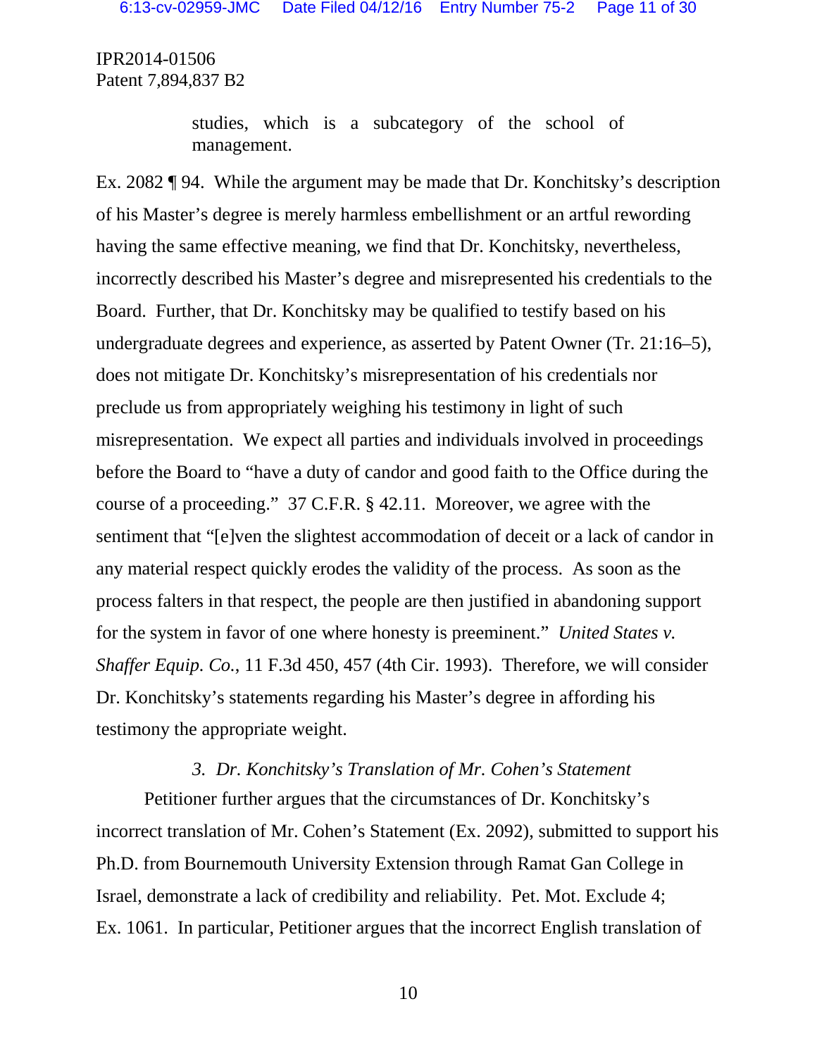studies, which is a subcategory of the school of management.

Ex. 2082 ¶ 94. While the argument may be made that Dr. Konchitsky's description of his Master's degree is merely harmless embellishment or an artful rewording having the same effective meaning, we find that Dr. Konchitsky, nevertheless, incorrectly described his Master's degree and misrepresented his credentials to the Board. Further, that Dr. Konchitsky may be qualified to testify based on his undergraduate degrees and experience, as asserted by Patent Owner (Tr. 21:16–5), does not mitigate Dr. Konchitsky's misrepresentation of his credentials nor preclude us from appropriately weighing his testimony in light of such misrepresentation. We expect all parties and individuals involved in proceedings before the Board to "have a duty of candor and good faith to the Office during the course of a proceeding." 37 C.F.R. § 42.11. Moreover, we agree with the sentiment that "[e]ven the slightest accommodation of deceit or a lack of candor in any material respect quickly erodes the validity of the process. As soon as the process falters in that respect, the people are then justified in abandoning support for the system in favor of one where honesty is preeminent." *United States v. Shaffer Equip. Co.*, 11 F.3d 450, 457 (4th Cir. 1993). Therefore, we will consider Dr. Konchitsky's statements regarding his Master's degree in affording his testimony the appropriate weight.

### *3. Dr. Konchitsky's Translation of Mr. Cohen's Statement*

Petitioner further argues that the circumstances of Dr. Konchitsky's incorrect translation of Mr. Cohen's Statement (Ex. 2092), submitted to support his Ph.D. from Bournemouth University Extension through Ramat Gan College in Israel, demonstrate a lack of credibility and reliability. Pet. Mot. Exclude 4; Ex. 1061. In particular, Petitioner argues that the incorrect English translation of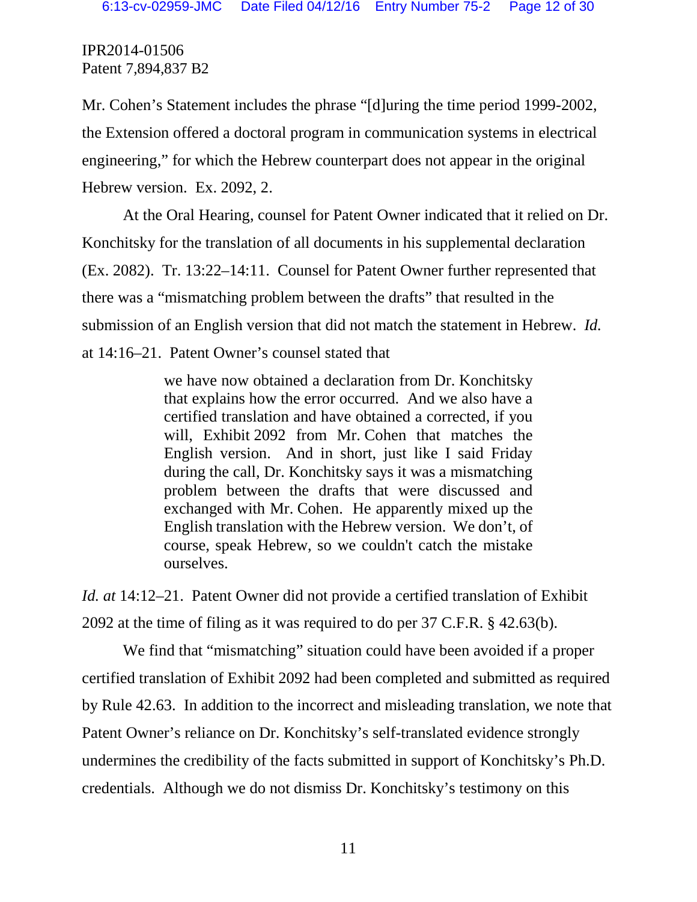IPR2014-01506
Patent 7,894,837 B2

Mr. Cohen's Statement includes the phrase "[d]uring the time period 1999-2002, the Extension offered a doctoral program in communication systems in electrical engineering," for which the Hebrew counterpart does not appear in the original Hebrew version. Ex. 2092, 2.

At the Oral Hearing, counsel for Patent Owner indicated that it relied on Dr. Konchitsky for the translation of all documents in his supplemental declaration (Ex. 2082). Tr. 13:22–14:11. Counsel for Patent Owner further represented that there was a "mismatching problem between the drafts" that resulted in the submission of an English version that did not match the statement in Hebrew. *Id.* at 14:16–21. Patent Owner's counsel stated that

> we have now obtained a declaration from Dr. Konchitsky that explains how the error occurred. And we also have a certified translation and have obtained a corrected, if you will, Exhibit 2092 from Mr. Cohen that matches the English version. And in short, just like I said Friday during the call, Dr. Konchitsky says it was a mismatching problem between the drafts that were discussed and exchanged with Mr. Cohen. He apparently mixed up the English translation with the Hebrew version. We don't, of course, speak Hebrew, so we couldn't catch the mistake ourselves.

*Id. at* 14:12–21. Patent Owner did not provide a certified translation of Exhibit 2092 at the time of filing as it was required to do per 37 C.F.R. § 42.63(b).

We find that "mismatching" situation could have been avoided if a proper certified translation of Exhibit 2092 had been completed and submitted as required by Rule 42.63. In addition to the incorrect and misleading translation, we note that Patent Owner's reliance on Dr. Konchitsky's self-translated evidence strongly undermines the credibility of the facts submitted in support of Konchitsky's Ph.D. credentials. Although we do not dismiss Dr. Konchitsky's testimony on this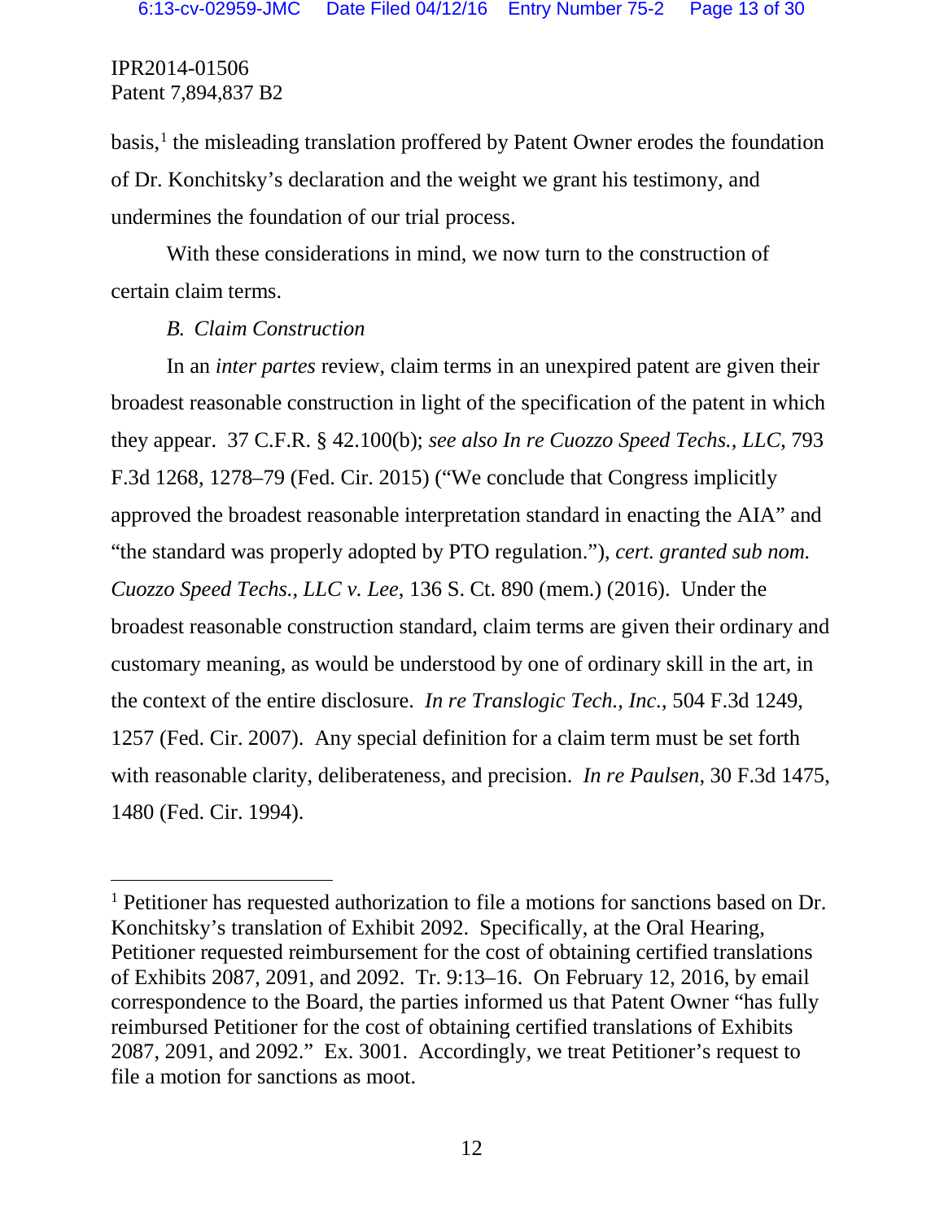basis,[1] the misleading translation proffered by Patent Owner erodes the foundation of Dr. Konchitsky's declaration and the weight we grant his testimony, and undermines the foundation of our trial process.

With these considerations in mind, we now turn to the construction of certain claim terms.

### *B. Claim Construction*

In an *inter partes* review, claim terms in an unexpired patent are given their broadest reasonable construction in light of the specification of the patent in which they appear. 37 C.F.R. § 42.100(b); *see also In re Cuozzo Speed Techs., LLC*, 793 F.3d 1268, 1278–79 (Fed. Cir. 2015) ("We conclude that Congress implicitly approved the broadest reasonable interpretation standard in enacting the AIA" and "the standard was properly adopted by PTO regulation."), *cert. granted sub nom. Cuozzo Speed Techs., LLC v. Lee*, 136 S. Ct. 890 (mem.) (2016). Under the broadest reasonable construction standard, claim terms are given their ordinary and customary meaning, as would be understood by one of ordinary skill in the art, in the context of the entire disclosure. *In re Translogic Tech., Inc.*, 504 F.3d 1249, 1257 (Fed. Cir. 2007). Any special definition for a claim term must be set forth with reasonable clarity, deliberateness, and precision. *In re Paulsen*, 30 F.3d 1475, 1480 (Fed. Cir. 1994).

---

[1] Petitioner has requested authorization to file a motions for sanctions based on Dr. Konchitsky's translation of Exhibit 2092. Specifically, at the Oral Hearing, Petitioner requested reimbursement for the cost of obtaining certified translations of Exhibits 2087, 2091, and 2092. Tr. 9:13–16. On February 12, 2016, by email correspondence to the Board, the parties informed us that Patent Owner "has fully reimbursed Petitioner for the cost of obtaining certified translations of Exhibits 2087, 2091, and 2092." Ex. 3001. Accordingly, we treat Petitioner's request to file a motion for sanctions as moot.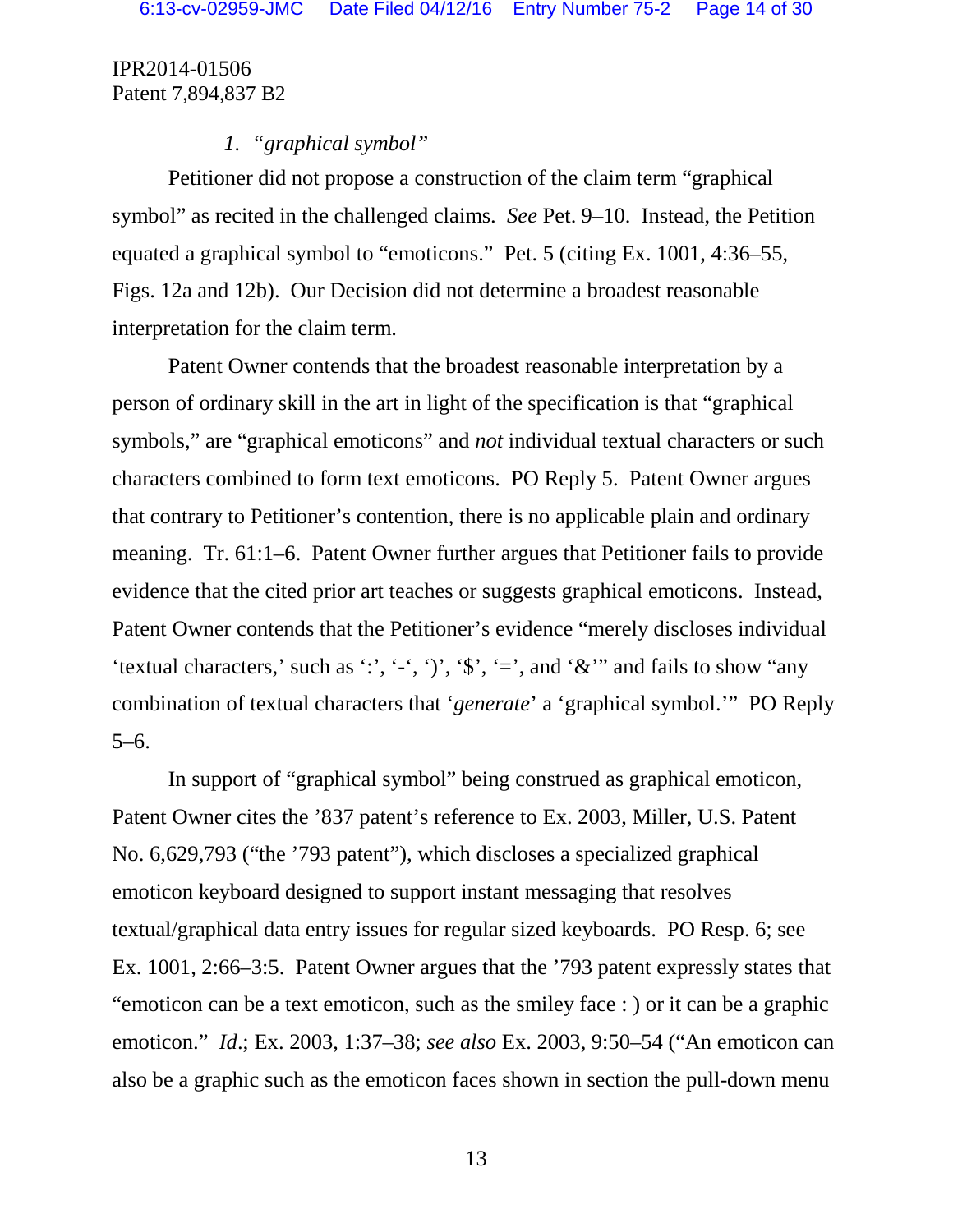### 1. *"graphical symbol"*

Petitioner did not propose a construction of the claim term "graphical symbol" as recited in the challenged claims. *See* Pet. 9–10. Instead, the Petition equated a graphical symbol to "emoticons." Pet. 5 (citing Ex. 1001, 4:36–55, Figs. 12a and 12b). Our Decision did not determine a broadest reasonable interpretation for the claim term.

Patent Owner contends that the broadest reasonable interpretation by a person of ordinary skill in the art in light of the specification is that "graphical symbols," are "graphical emoticons" and *not* individual textual characters or such characters combined to form text emoticons. PO Reply 5. Patent Owner argues that contrary to Petitioner's contention, there is no applicable plain and ordinary meaning. Tr. 61:1–6. Patent Owner further argues that Petitioner fails to provide evidence that the cited prior art teaches or suggests graphical emoticons. Instead, Patent Owner contends that the Petitioner's evidence "merely discloses individual 'textual characters,' such as ':', '-', ')', '$', '=', and '&'" and fails to show "any combination of textual characters that '*generate*' a 'graphical symbol.'" PO Reply 5–6.

In support of "graphical symbol" being construed as graphical emoticon, Patent Owner cites the '837 patent's reference to Ex. 2003, Miller, U.S. Patent No. 6,629,793 ("the '793 patent"), which discloses a specialized graphical emoticon keyboard designed to support instant messaging that resolves textual/graphical data entry issues for regular sized keyboards. PO Resp. 6; see Ex. 1001, 2:66–3:5. Patent Owner argues that the '793 patent expressly states that "emoticon can be a text emoticon, such as the smiley face : ) or it can be a graphic emoticon." *Id*.; Ex. 2003, 1:37–38; *see also* Ex. 2003, 9:50–54 ("An emoticon can also be a graphic such as the emoticon faces shown in section the pull-down menu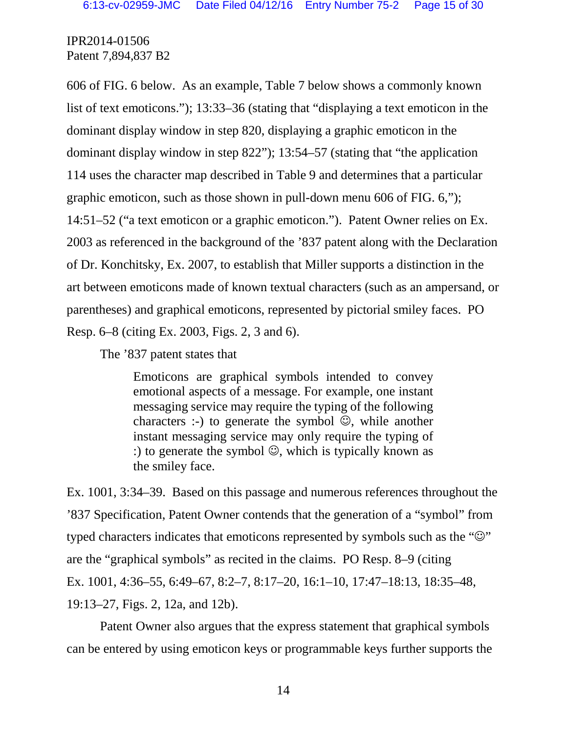606 of FIG. 6 below. As an example, Table 7 below shows a commonly known list of text emoticons."); 13:33–36 (stating that "displaying a text emoticon in the dominant display window in step 820, displaying a graphic emoticon in the dominant display window in step 822"); 13:54–57 (stating that "the application 114 uses the character map described in Table 9 and determines that a particular graphic emoticon, such as those shown in pull-down menu 606 of FIG. 6,"); 14:51–52 ("a text emoticon or a graphic emoticon."). Patent Owner relies on Ex. 2003 as referenced in the background of the '837 patent along with the Declaration of Dr. Konchitsky, Ex. 2007, to establish that Miller supports a distinction in the art between emoticons made of known textual characters (such as an ampersand, or parentheses) and graphical emoticons, represented by pictorial smiley faces. PO Resp. 6–8 (citing Ex. 2003, Figs. 2, 3 and 6).

The '837 patent states that

> Emoticons are graphical symbols intended to convey emotional aspects of a message. For example, one instant messaging service may require the typing of the following characters :-) to generate the symbol ☺, while another instant messaging service may only require the typing of :) to generate the symbol ☺, which is typically known as the smiley face.

Ex. 1001, 3:34–39. Based on this passage and numerous references throughout the '837 Specification, Patent Owner contends that the generation of a "symbol" from typed characters indicates that emoticons represented by symbols such as the "☺" are the "graphical symbols" as recited in the claims. PO Resp. 8–9 (citing Ex. 1001, 4:36–55, 6:49–67, 8:2–7, 8:17–20, 16:1–10, 17:47–18:13, 18:35–48, 19:13–27, Figs. 2, 12a, and 12b).

Patent Owner also argues that the express statement that graphical symbols can be entered by using emoticon keys or programmable keys further supports the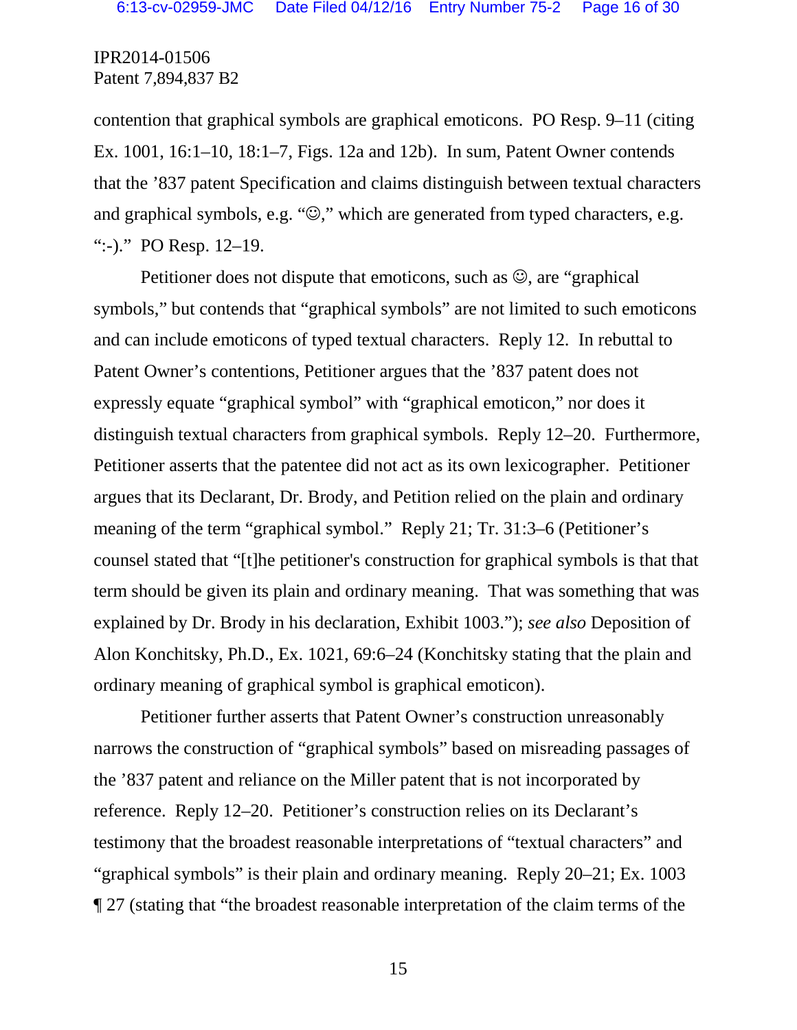contention that graphical symbols are graphical emoticons. PO Resp. 9–11 (citing Ex. 1001, 16:1–10, 18:1–7, Figs. 12a and 12b). In sum, Patent Owner contends that the '837 patent Specification and claims distinguish between textual characters and graphical symbols, e.g. "☺," which are generated from typed characters, e.g. ":-)." PO Resp. 12–19.

Petitioner does not dispute that emoticons, such as ☺, are "graphical symbols," but contends that "graphical symbols" are not limited to such emoticons and can include emoticons of typed textual characters. Reply 12. In rebuttal to Patent Owner's contentions, Petitioner argues that the '837 patent does not expressly equate "graphical symbol" with "graphical emoticon," nor does it distinguish textual characters from graphical symbols. Reply 12–20. Furthermore, Petitioner asserts that the patentee did not act as its own lexicographer. Petitioner argues that its Declarant, Dr. Brody, and Petition relied on the plain and ordinary meaning of the term "graphical symbol." Reply 21; Tr. 31:3–6 (Petitioner's counsel stated that "[t]he petitioner's construction for graphical symbols is that that term should be given its plain and ordinary meaning. That was something that was explained by Dr. Brody in his declaration, Exhibit 1003."); *see also* Deposition of Alon Konchitsky, Ph.D., Ex. 1021, 69:6–24 (Konchitsky stating that the plain and ordinary meaning of graphical symbol is graphical emoticon).

Petitioner further asserts that Patent Owner's construction unreasonably narrows the construction of "graphical symbols" based on misreading passages of the '837 patent and reliance on the Miller patent that is not incorporated by reference. Reply 12–20. Petitioner's construction relies on its Declarant's testimony that the broadest reasonable interpretations of "textual characters" and "graphical symbols" is their plain and ordinary meaning. Reply 20–21; Ex. 1003 ¶ 27 (stating that "the broadest reasonable interpretation of the claim terms of the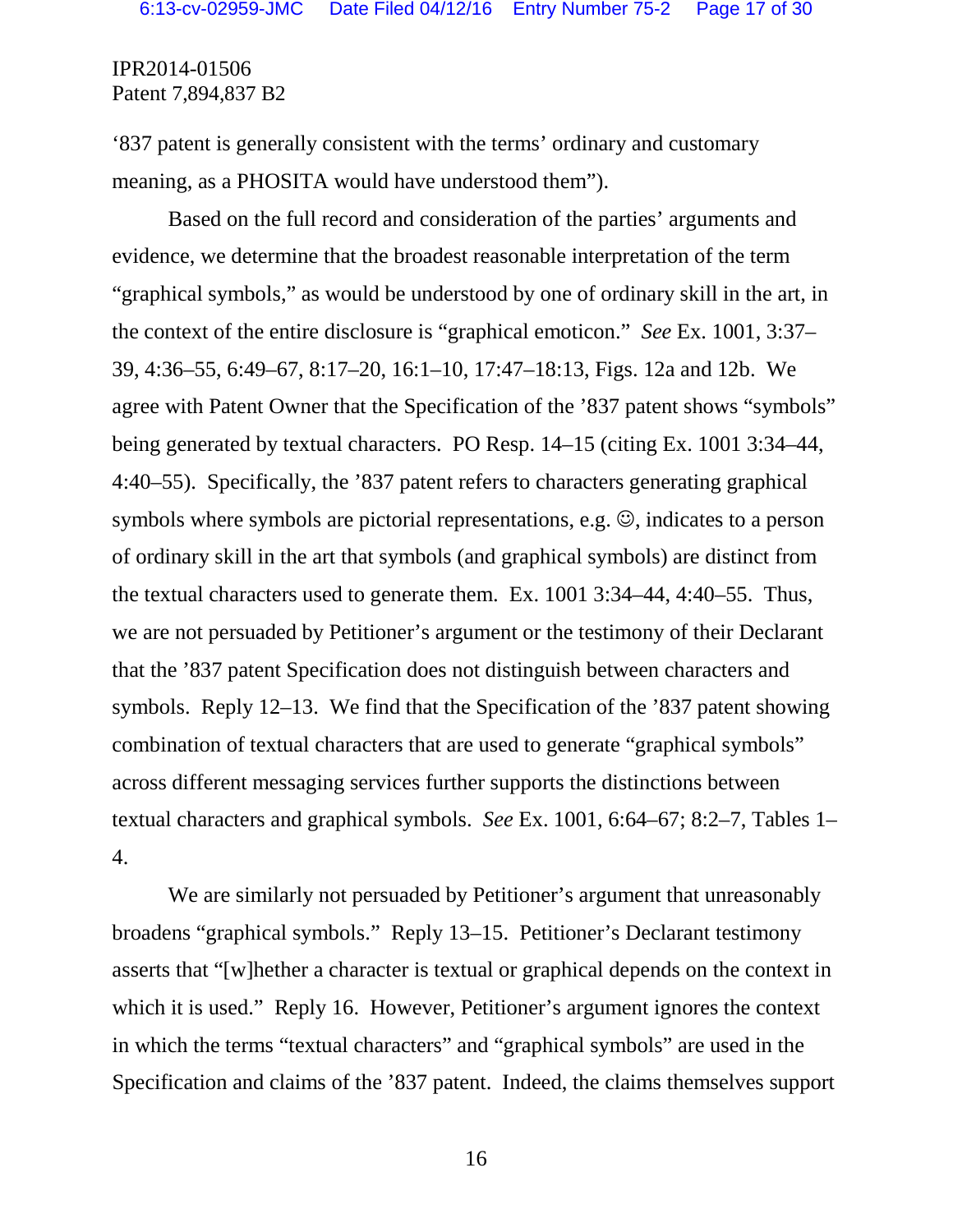‘837 patent is generally consistent with the terms’ ordinary and customary meaning, as a PHOSITA would have understood them”).

Based on the full record and consideration of the parties’ arguments and evidence, we determine that the broadest reasonable interpretation of the term “graphical symbols,” as would be understood by one of ordinary skill in the art, in the context of the entire disclosure is “graphical emoticon.” *See* Ex. 1001, 3:37–39, 4:36–55, 6:49–67, 8:17–20, 16:1–10, 17:47–18:13, Figs. 12a and 12b. We agree with Patent Owner that the Specification of the ’837 patent shows “symbols” being generated by textual characters. PO Resp. 14–15 (citing Ex. 1001 3:34–44, 4:40–55). Specifically, the ’837 patent refers to characters generating graphical symbols where symbols are pictorial representations, e.g. ☺, indicates to a person of ordinary skill in the art that symbols (and graphical symbols) are distinct from the textual characters used to generate them. Ex. 1001 3:34–44, 4:40–55. Thus, we are not persuaded by Petitioner’s argument or the testimony of their Declarant that the ’837 patent Specification does not distinguish between characters and symbols. Reply 12–13. We find that the Specification of the ’837 patent showing combination of textual characters that are used to generate “graphical symbols” across different messaging services further supports the distinctions between textual characters and graphical symbols. *See* Ex. 1001, 6:64–67; 8:2–7, Tables 1–4.

We are similarly not persuaded by Petitioner’s argument that unreasonably broadens “graphical symbols.” Reply 13–15. Petitioner’s Declarant testimony asserts that “[w]hether a character is textual or graphical depends on the context in which it is used.” Reply 16. However, Petitioner’s argument ignores the context in which the terms “textual characters” and “graphical symbols” are used in the Specification and claims of the ’837 patent. Indeed, the claims themselves support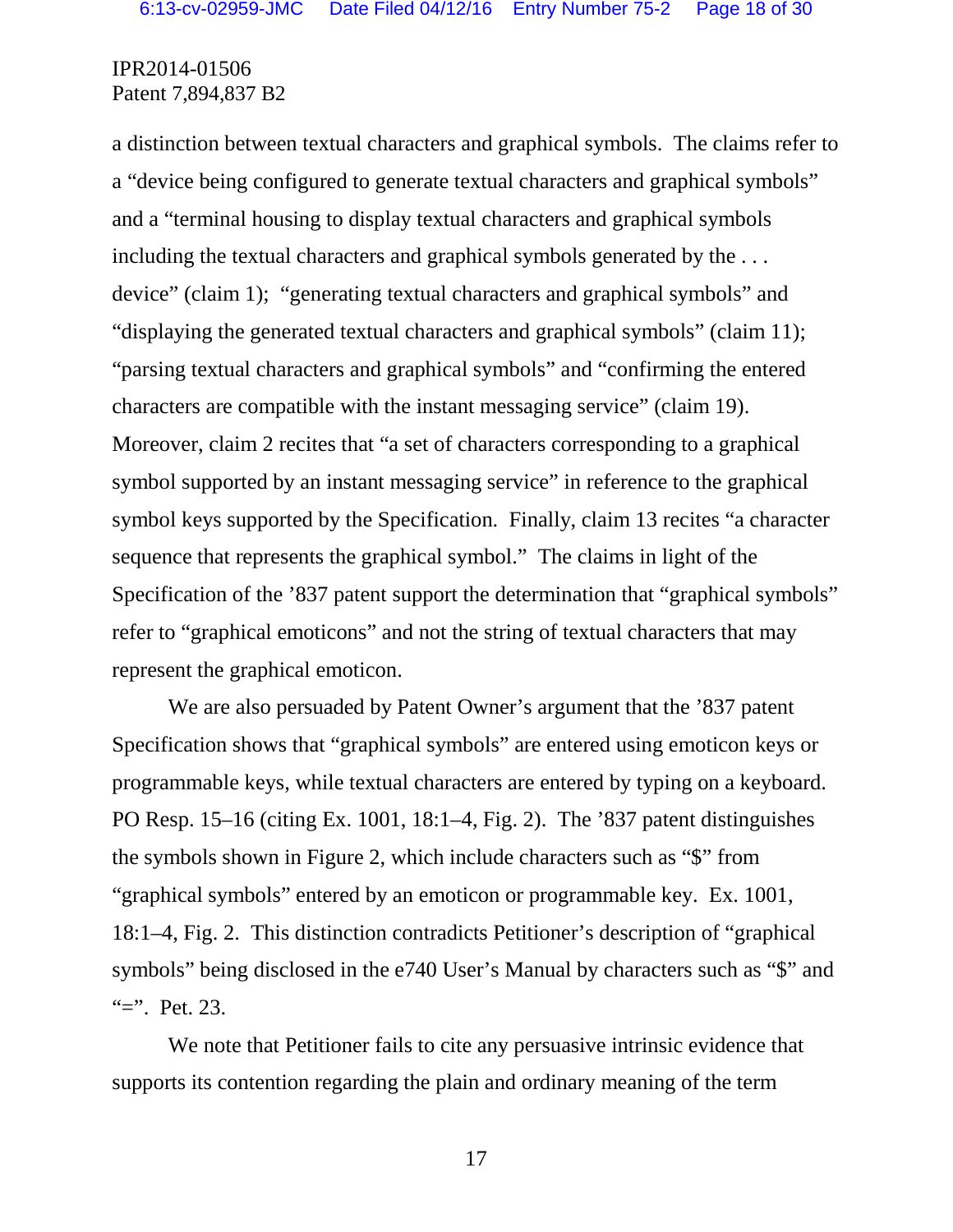a distinction between textual characters and graphical symbols. The claims refer to a "device being configured to generate textual characters and graphical symbols" and a "terminal housing to display textual characters and graphical symbols including the textual characters and graphical symbols generated by the . . . device" (claim 1); "generating textual characters and graphical symbols" and "displaying the generated textual characters and graphical symbols" (claim 11); "parsing textual characters and graphical symbols" and "confirming the entered characters are compatible with the instant messaging service" (claim 19). Moreover, claim 2 recites that "a set of characters corresponding to a graphical symbol supported by an instant messaging service" in reference to the graphical symbol keys supported by the Specification. Finally, claim 13 recites "a character sequence that represents the graphical symbol." The claims in light of the Specification of the '837 patent support the determination that "graphical symbols" refer to "graphical emoticons" and not the string of textual characters that may represent the graphical emoticon.

We are also persuaded by Patent Owner's argument that the '837 patent Specification shows that "graphical symbols" are entered using emoticon keys or programmable keys, while textual characters are entered by typing on a keyboard. PO Resp. 15–16 (citing Ex. 1001, 18:1–4, Fig. 2). The '837 patent distinguishes the symbols shown in Figure 2, which include characters such as "$" from "graphical symbols" entered by an emoticon or programmable key. Ex. 1001, 18:1–4, Fig. 2. This distinction contradicts Petitioner's description of "graphical symbols" being disclosed in the e740 User's Manual by characters such as "$" and "=". Pet. 23.

We note that Petitioner fails to cite any persuasive intrinsic evidence that supports its contention regarding the plain and ordinary meaning of the term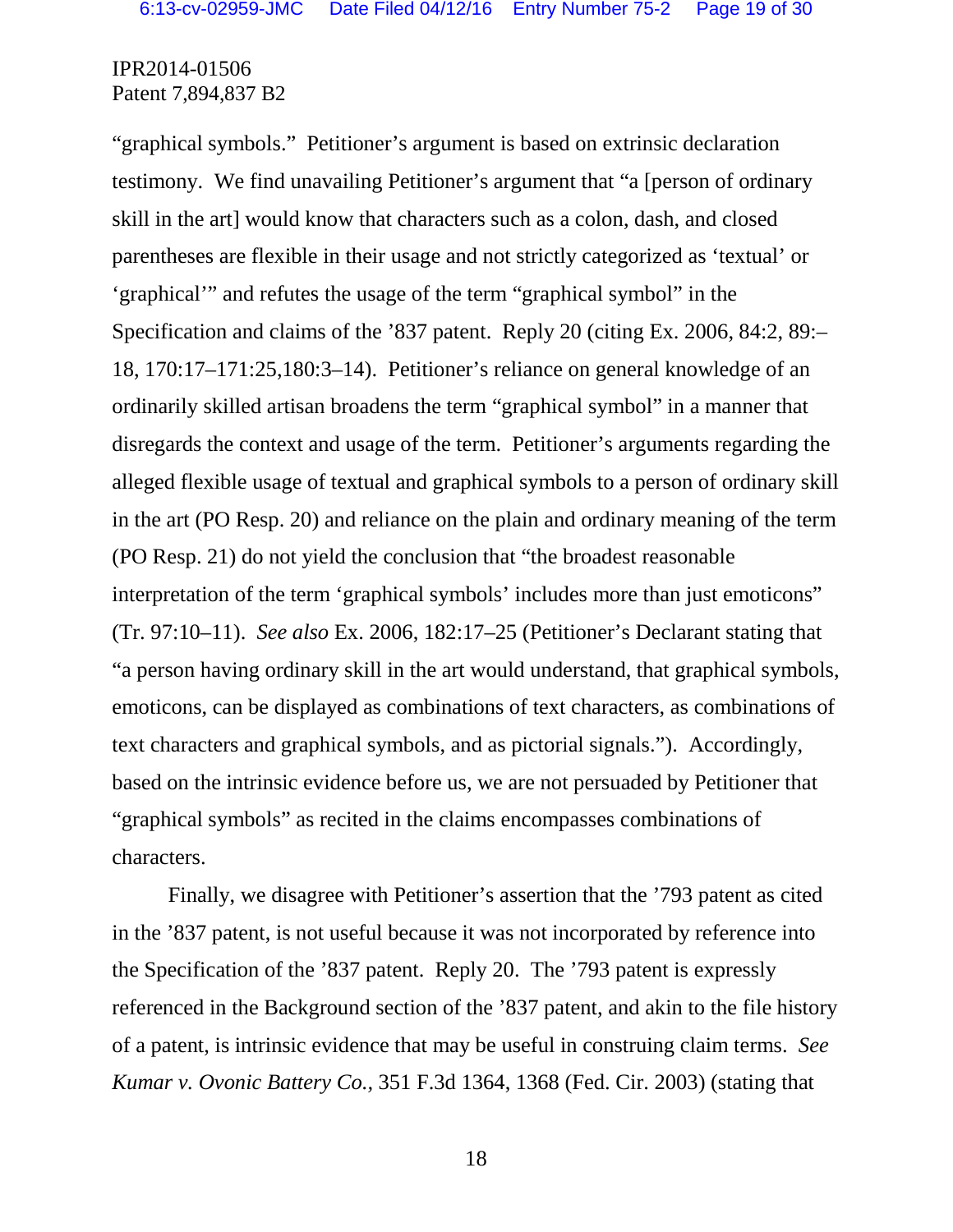"graphical symbols." Petitioner's argument is based on extrinsic declaration testimony. We find unavailing Petitioner's argument that "a [person of ordinary skill in the art] would know that characters such as a colon, dash, and closed parentheses are flexible in their usage and not strictly categorized as 'textual' or 'graphical'" and refutes the usage of the term "graphical symbol" in the Specification and claims of the '837 patent. Reply 20 (citing Ex. 2006, 84:2, 89:–18, 170:17–171:25,180:3–14). Petitioner's reliance on general knowledge of an ordinarily skilled artisan broadens the term "graphical symbol" in a manner that disregards the context and usage of the term. Petitioner's arguments regarding the alleged flexible usage of textual and graphical symbols to a person of ordinary skill in the art (PO Resp. 20) and reliance on the plain and ordinary meaning of the term (PO Resp. 21) do not yield the conclusion that "the broadest reasonable interpretation of the term 'graphical symbols' includes more than just emoticons" (Tr. 97:10–11). *See also* Ex. 2006, 182:17–25 (Petitioner's Declarant stating that "a person having ordinary skill in the art would understand, that graphical symbols, emoticons, can be displayed as combinations of text characters, as combinations of text characters and graphical symbols, and as pictorial signals."). Accordingly, based on the intrinsic evidence before us, we are not persuaded by Petitioner that "graphical symbols" as recited in the claims encompasses combinations of characters.

Finally, we disagree with Petitioner's assertion that the '793 patent as cited in the '837 patent, is not useful because it was not incorporated by reference into the Specification of the '837 patent. Reply 20. The '793 patent is expressly referenced in the Background section of the '837 patent, and akin to the file history of a patent, is intrinsic evidence that may be useful in construing claim terms. *See Kumar v. Ovonic Battery Co.*, 351 F.3d 1364, 1368 (Fed. Cir. 2003) (stating that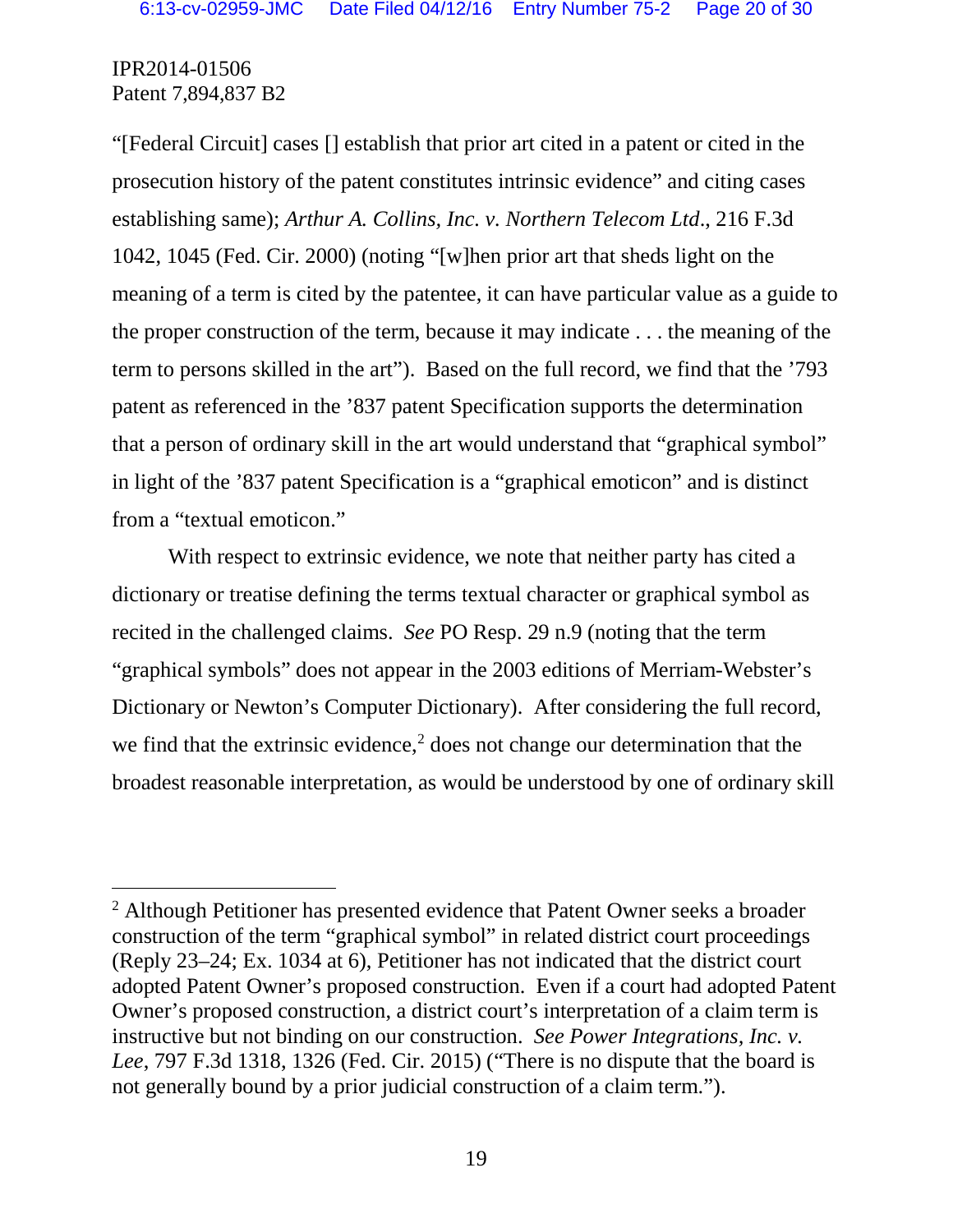IPR2014-01506
Patent 7,894,837 B2

"[Federal Circuit] cases [] establish that prior art cited in a patent or cited in the prosecution history of the patent constitutes intrinsic evidence" and citing cases establishing same); *Arthur A. Collins, Inc. v. Northern Telecom Ltd*., 216 F.3d 1042, 1045 (Fed. Cir. 2000) (noting "[w]hen prior art that sheds light on the meaning of a term is cited by the patentee, it can have particular value as a guide to the proper construction of the term, because it may indicate . . . the meaning of the term to persons skilled in the art"). Based on the full record, we find that the '793 patent as referenced in the '837 patent Specification supports the determination that a person of ordinary skill in the art would understand that "graphical symbol" in light of the '837 patent Specification is a "graphical emoticon" and is distinct from a "textual emoticon."

With respect to extrinsic evidence, we note that neither party has cited a dictionary or treatise defining the terms textual character or graphical symbol as recited in the challenged claims. *See* PO Resp. 29 n.9 (noting that the term "graphical symbols" does not appear in the 2003 editions of Merriam-Webster's Dictionary or Newton's Computer Dictionary). After considering the full record, we find that the extrinsic evidence,[2] does not change our determination that the broadest reasonable interpretation, as would be understood by one of ordinary skill

[2] Although Petitioner has presented evidence that Patent Owner seeks a broader construction of the term "graphical symbol" in related district court proceedings (Reply 23–24; Ex. 1034 at 6), Petitioner has not indicated that the district court adopted Patent Owner's proposed construction. Even if a court had adopted Patent Owner's proposed construction, a district court's interpretation of a claim term is instructive but not binding on our construction. *See Power Integrations, Inc. v. Lee*, 797 F.3d 1318, 1326 (Fed. Cir. 2015) ("There is no dispute that the board is not generally bound by a prior judicial construction of a claim term.").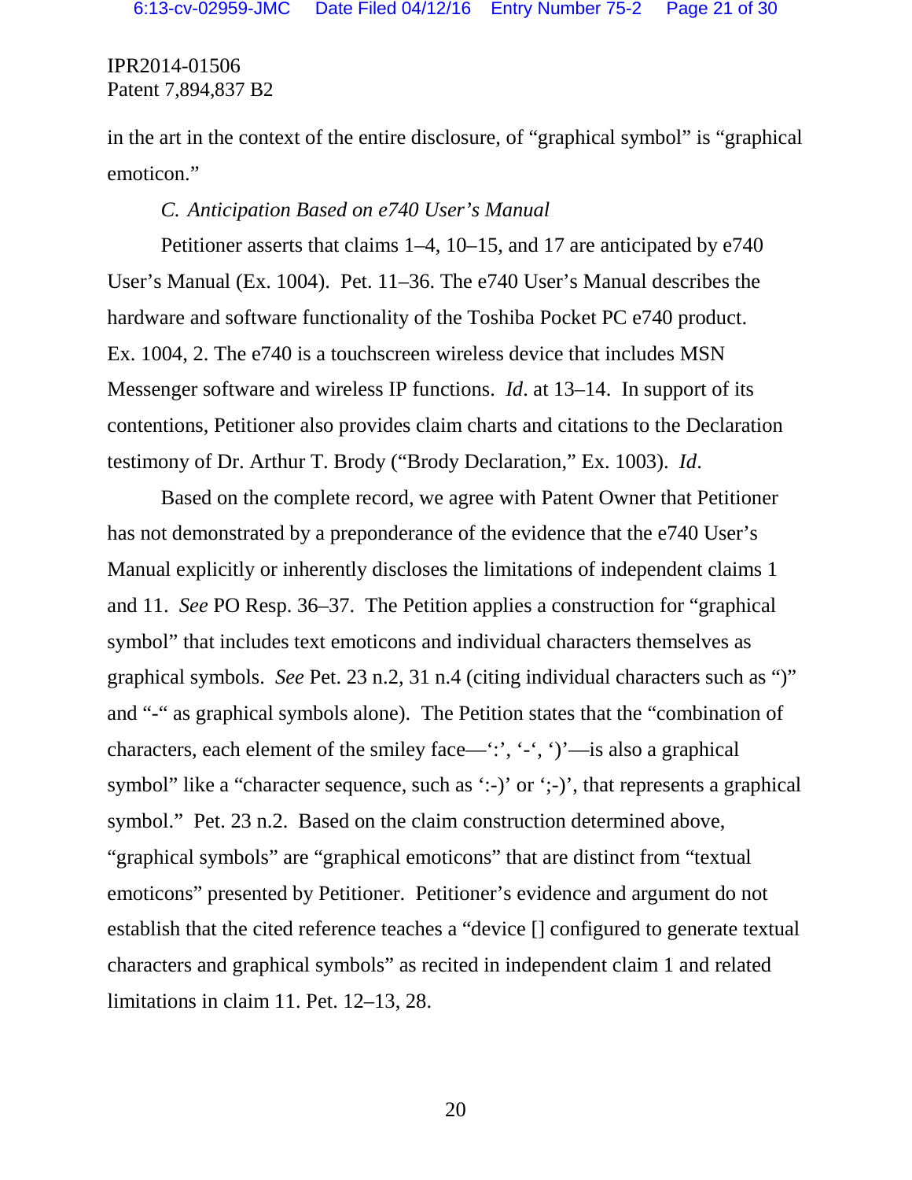in the art in the context of the entire disclosure, of "graphical symbol" is "graphical emoticon."

*C. Anticipation Based on e740 User's Manual*

Petitioner asserts that claims 1–4, 10–15, and 17 are anticipated by e740 User's Manual (Ex. 1004). Pet. 11–36. The e740 User's Manual describes the hardware and software functionality of the Toshiba Pocket PC e740 product. Ex. 1004, 2. The e740 is a touchscreen wireless device that includes MSN Messenger software and wireless IP functions. *Id*. at 13–14. In support of its contentions, Petitioner also provides claim charts and citations to the Declaration testimony of Dr. Arthur T. Brody ("Brody Declaration," Ex. 1003). *Id*.

Based on the complete record, we agree with Patent Owner that Petitioner has not demonstrated by a preponderance of the evidence that the e740 User's Manual explicitly or inherently discloses the limitations of independent claims 1 and 11. *See* PO Resp. 36–37. The Petition applies a construction for "graphical symbol" that includes text emoticons and individual characters themselves as graphical symbols. *See* Pet. 23 n.2, 31 n.4 (citing individual characters such as ")" and "-" as graphical symbols alone). The Petition states that the "combination of characters, each element of the smiley face—':', '-', ')'—is also a graphical symbol" like a "character sequence, such as ':-)' or ';-)', that represents a graphical symbol." Pet. 23 n.2. Based on the claim construction determined above, "graphical symbols" are "graphical emoticons" that are distinct from "textual emoticons" presented by Petitioner. Petitioner's evidence and argument do not establish that the cited reference teaches a "device [] configured to generate textual characters and graphical symbols" as recited in independent claim 1 and related limitations in claim 11. Pet. 12–13, 28.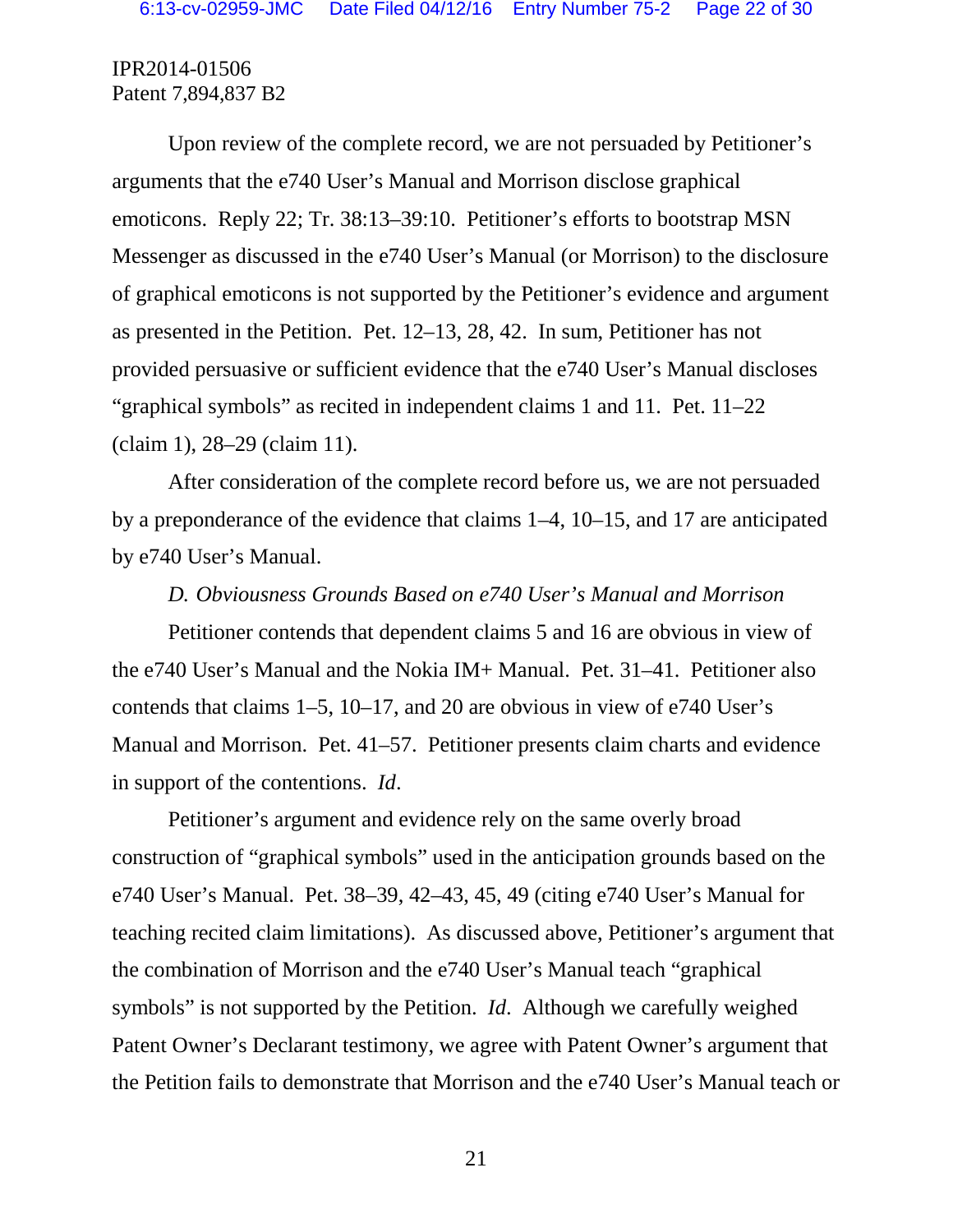Upon review of the complete record, we are not persuaded by Petitioner's arguments that the e740 User's Manual and Morrison disclose graphical emoticons. Reply 22; Tr. 38:13–39:10. Petitioner's efforts to bootstrap MSN Messenger as discussed in the e740 User's Manual (or Morrison) to the disclosure of graphical emoticons is not supported by the Petitioner's evidence and argument as presented in the Petition. Pet. 12–13, 28, 42. In sum, Petitioner has not provided persuasive or sufficient evidence that the e740 User's Manual discloses "graphical symbols" as recited in independent claims 1 and 11. Pet. 11–22 (claim 1), 28–29 (claim 11).

After consideration of the complete record before us, we are not persuaded by a preponderance of the evidence that claims 1–4, 10–15, and 17 are anticipated by e740 User's Manual.

*D. Obviousness Grounds Based on e740 User's Manual and Morrison*

Petitioner contends that dependent claims 5 and 16 are obvious in view of the e740 User's Manual and the Nokia IM+ Manual. Pet. 31–41. Petitioner also contends that claims 1–5, 10–17, and 20 are obvious in view of e740 User's Manual and Morrison. Pet. 41–57. Petitioner presents claim charts and evidence in support of the contentions. *Id*.

Petitioner's argument and evidence rely on the same overly broad construction of "graphical symbols" used in the anticipation grounds based on the e740 User's Manual. Pet. 38–39, 42–43, 45, 49 (citing e740 User's Manual for teaching recited claim limitations). As discussed above, Petitioner's argument that the combination of Morrison and the e740 User's Manual teach "graphical symbols" is not supported by the Petition. *Id*. Although we carefully weighed Patent Owner's Declarant testimony, we agree with Patent Owner's argument that the Petition fails to demonstrate that Morrison and the e740 User's Manual teach or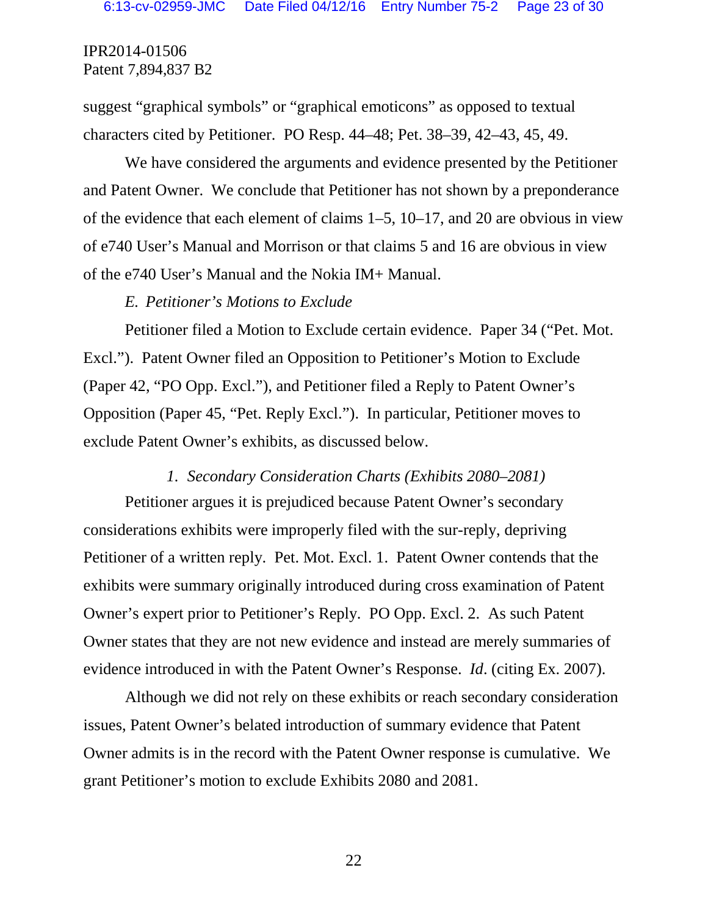suggest "graphical symbols" or "graphical emoticons" as opposed to textual characters cited by Petitioner. PO Resp. 44–48; Pet. 38–39, 42–43, 45, 49.

We have considered the arguments and evidence presented by the Petitioner and Patent Owner. We conclude that Petitioner has not shown by a preponderance of the evidence that each element of claims 1–5, 10–17, and 20 are obvious in view of e740 User's Manual and Morrison or that claims 5 and 16 are obvious in view of the e740 User's Manual and the Nokia IM+ Manual.

*E. Petitioner's Motions to Exclude*

Petitioner filed a Motion to Exclude certain evidence. Paper 34 ("Pet. Mot. Excl."). Patent Owner filed an Opposition to Petitioner's Motion to Exclude (Paper 42, "PO Opp. Excl."), and Petitioner filed a Reply to Patent Owner's Opposition (Paper 45, "Pet. Reply Excl."). In particular, Petitioner moves to exclude Patent Owner's exhibits, as discussed below.

*1. Secondary Consideration Charts (Exhibits 2080–2081)*

Petitioner argues it is prejudiced because Patent Owner's secondary considerations exhibits were improperly filed with the sur-reply, depriving Petitioner of a written reply. Pet. Mot. Excl. 1. Patent Owner contends that the exhibits were summary originally introduced during cross examination of Patent Owner's expert prior to Petitioner's Reply. PO Opp. Excl. 2. As such Patent Owner states that they are not new evidence and instead are merely summaries of evidence introduced in with the Patent Owner's Response. *Id*. (citing Ex. 2007).

Although we did not rely on these exhibits or reach secondary consideration issues, Patent Owner's belated introduction of summary evidence that Patent Owner admits is in the record with the Patent Owner response is cumulative. We grant Petitioner's motion to exclude Exhibits 2080 and 2081.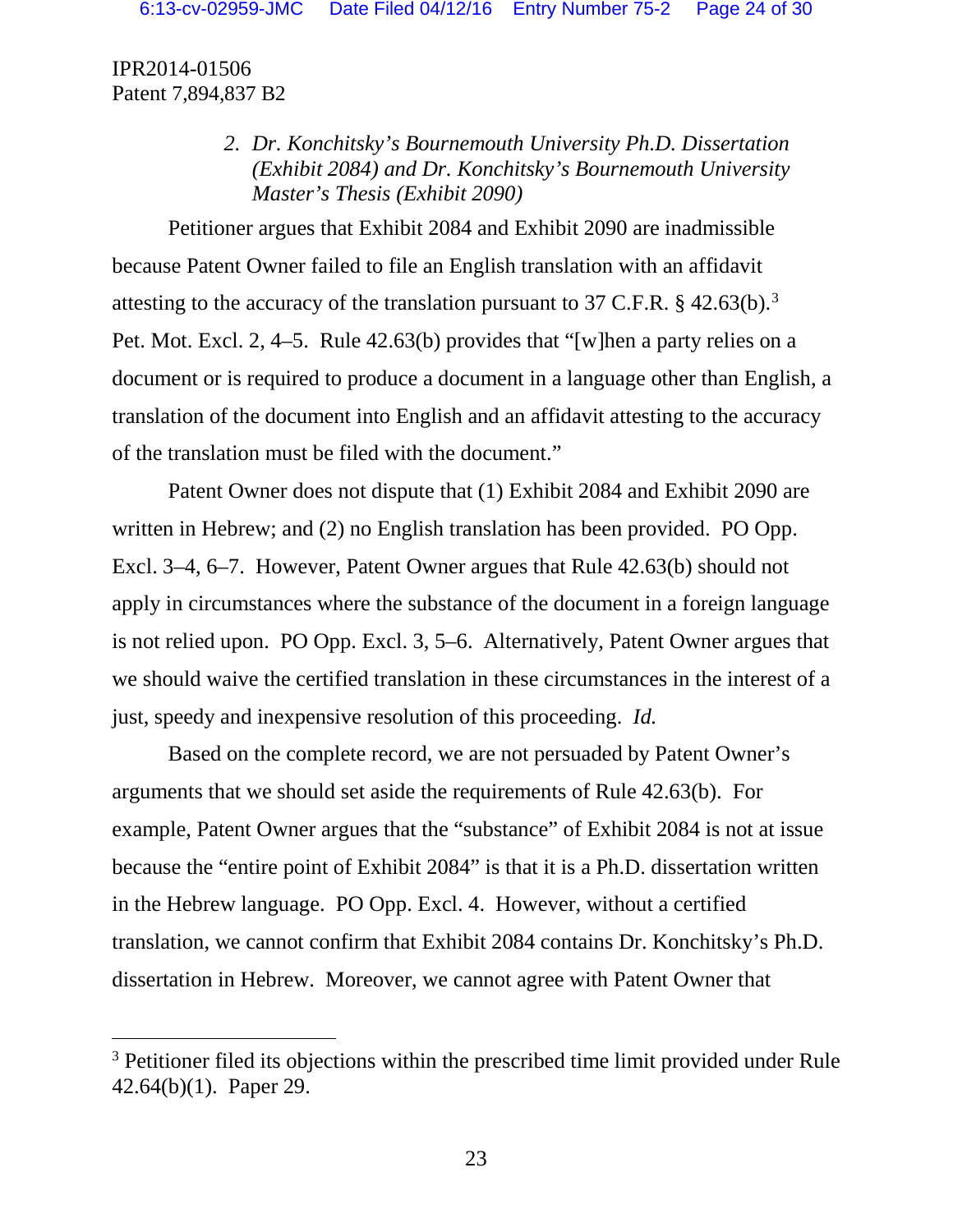IPR2014-01506
Patent 7,894,837 B2

*2. Dr. Konchitsky's Bournemouth University Ph.D. Dissertation (Exhibit 2084) and Dr. Konchitsky's Bournemouth University Master's Thesis (Exhibit 2090)*

Petitioner argues that Exhibit 2084 and Exhibit 2090 are inadmissible because Patent Owner failed to file an English translation with an affidavit attesting to the accuracy of the translation pursuant to 37 C.F.R. § 42.63(b).[3] Pet. Mot. Excl. 2, 4–5. Rule 42.63(b) provides that "[w]hen a party relies on a document or is required to produce a document in a language other than English, a translation of the document into English and an affidavit attesting to the accuracy of the translation must be filed with the document."

Patent Owner does not dispute that (1) Exhibit 2084 and Exhibit 2090 are written in Hebrew; and (2) no English translation has been provided. PO Opp. Excl. 3–4, 6–7. However, Patent Owner argues that Rule 42.63(b) should not apply in circumstances where the substance of the document in a foreign language is not relied upon. PO Opp. Excl. 3, 5–6. Alternatively, Patent Owner argues that we should waive the certified translation in these circumstances in the interest of a just, speedy and inexpensive resolution of this proceeding. *Id.*

Based on the complete record, we are not persuaded by Patent Owner's arguments that we should set aside the requirements of Rule 42.63(b). For example, Patent Owner argues that the "substance" of Exhibit 2084 is not at issue because the "entire point of Exhibit 2084" is that it is a Ph.D. dissertation written in the Hebrew language. PO Opp. Excl. 4. However, without a certified translation, we cannot confirm that Exhibit 2084 contains Dr. Konchitsky's Ph.D. dissertation in Hebrew. Moreover, we cannot agree with Patent Owner that

[3] Petitioner filed its objections within the prescribed time limit provided under Rule 42.64(b)(1). Paper 29.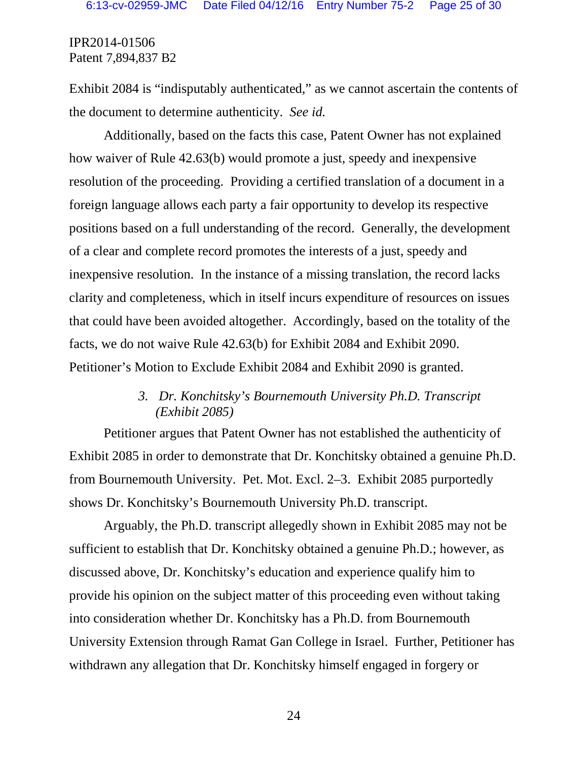Exhibit 2084 is "indisputably authenticated," as we cannot ascertain the contents of the document to determine authenticity. *See id.*

Additionally, based on the facts this case, Patent Owner has not explained how waiver of Rule 42.63(b) would promote a just, speedy and inexpensive resolution of the proceeding. Providing a certified translation of a document in a foreign language allows each party a fair opportunity to develop its respective positions based on a full understanding of the record. Generally, the development of a clear and complete record promotes the interests of a just, speedy and inexpensive resolution. In the instance of a missing translation, the record lacks clarity and completeness, which in itself incurs expenditure of resources on issues that could have been avoided altogether. Accordingly, based on the totality of the facts, we do not waive Rule 42.63(b) for Exhibit 2084 and Exhibit 2090. Petitioner's Motion to Exclude Exhibit 2084 and Exhibit 2090 is granted.

### *3. Dr. Konchitsky's Bournemouth University Ph.D. Transcript (Exhibit 2085)*

Petitioner argues that Patent Owner has not established the authenticity of Exhibit 2085 in order to demonstrate that Dr. Konchitsky obtained a genuine Ph.D. from Bournemouth University. Pet. Mot. Excl. 2–3. Exhibit 2085 purportedly shows Dr. Konchitsky's Bournemouth University Ph.D. transcript.

Arguably, the Ph.D. transcript allegedly shown in Exhibit 2085 may not be sufficient to establish that Dr. Konchitsky obtained a genuine Ph.D.; however, as discussed above, Dr. Konchitsky's education and experience qualify him to provide his opinion on the subject matter of this proceeding even without taking into consideration whether Dr. Konchitsky has a Ph.D. from Bournemouth University Extension through Ramat Gan College in Israel. Further, Petitioner has withdrawn any allegation that Dr. Konchitsky himself engaged in forgery or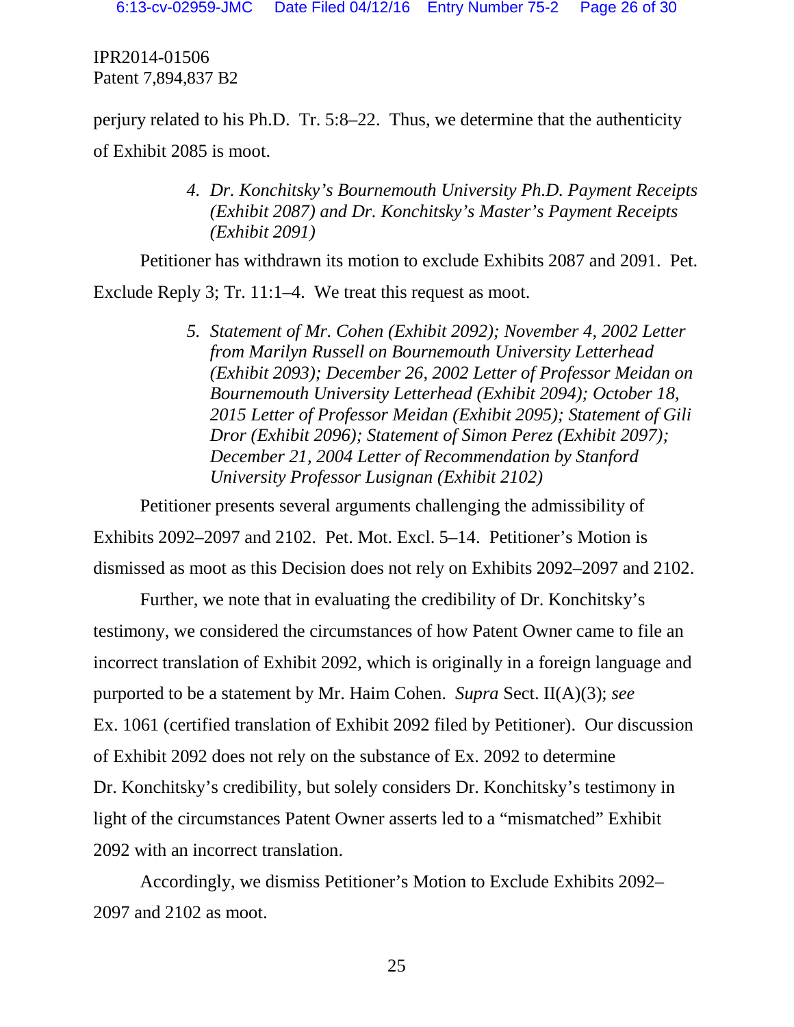perjury related to his Ph.D. Tr. 5:8–22. Thus, we determine that the authenticity of Exhibit 2085 is moot.

*4. Dr. Konchitsky's Bournemouth University Ph.D. Payment Receipts (Exhibit 2087) and Dr. Konchitsky's Master's Payment Receipts (Exhibit 2091)*

Petitioner has withdrawn its motion to exclude Exhibits 2087 and 2091. Pet. Exclude Reply 3; Tr. 11:1–4. We treat this request as moot.

*5. Statement of Mr. Cohen (Exhibit 2092); November 4, 2002 Letter from Marilyn Russell on Bournemouth University Letterhead (Exhibit 2093); December 26, 2002 Letter of Professor Meidan on Bournemouth University Letterhead (Exhibit 2094); October 18, 2015 Letter of Professor Meidan (Exhibit 2095); Statement of Gili Dror (Exhibit 2096); Statement of Simon Perez (Exhibit 2097); December 21, 2004 Letter of Recommendation by Stanford University Professor Lusignan (Exhibit 2102)*

Petitioner presents several arguments challenging the admissibility of Exhibits 2092–2097 and 2102. Pet. Mot. Excl. 5–14. Petitioner's Motion is dismissed as moot as this Decision does not rely on Exhibits 2092–2097 and 2102.

Further, we note that in evaluating the credibility of Dr. Konchitsky's testimony, we considered the circumstances of how Patent Owner came to file an incorrect translation of Exhibit 2092, which is originally in a foreign language and purported to be a statement by Mr. Haim Cohen. *Supra* Sect. II(A)(3); *see* Ex. 1061 (certified translation of Exhibit 2092 filed by Petitioner). Our discussion of Exhibit 2092 does not rely on the substance of Ex. 2092 to determine Dr. Konchitsky's credibility, but solely considers Dr. Konchitsky's testimony in light of the circumstances Patent Owner asserts led to a "mismatched" Exhibit 2092 with an incorrect translation.

Accordingly, we dismiss Petitioner's Motion to Exclude Exhibits 2092–2097 and 2102 as moot.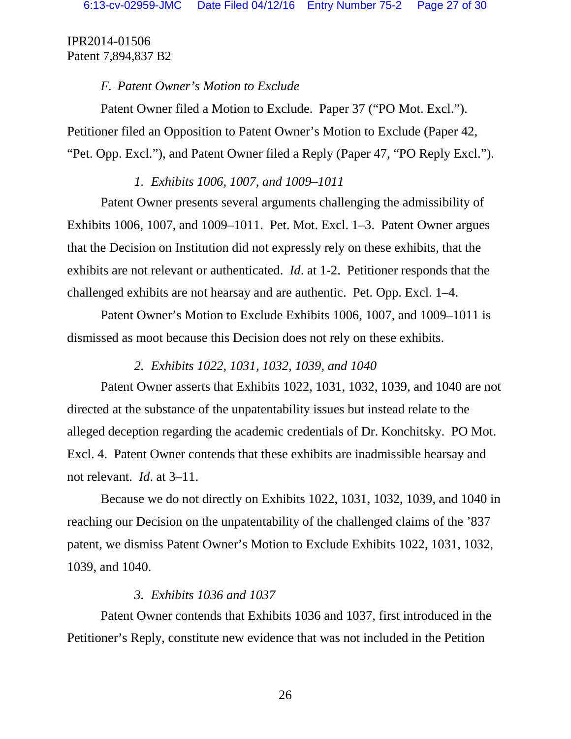IPR2014-01506
Patent 7,894,837 B2

### *F. Patent Owner's Motion to Exclude*

Patent Owner filed a Motion to Exclude. Paper 37 ("PO Mot. Excl."). Petitioner filed an Opposition to Patent Owner's Motion to Exclude (Paper 42, "Pet. Opp. Excl."), and Patent Owner filed a Reply (Paper 47, "PO Reply Excl.").

#### *1. Exhibits 1006, 1007, and 1009–1011*

Patent Owner presents several arguments challenging the admissibility of Exhibits 1006, 1007, and 1009–1011. Pet. Mot. Excl. 1–3. Patent Owner argues that the Decision on Institution did not expressly rely on these exhibits, that the exhibits are not relevant or authenticated. *Id*. at 1-2. Petitioner responds that the challenged exhibits are not hearsay and are authentic. Pet. Opp. Excl. 1–4.

Patent Owner's Motion to Exclude Exhibits 1006, 1007, and 1009–1011 is dismissed as moot because this Decision does not rely on these exhibits.

#### *2. Exhibits 1022, 1031, 1032, 1039, and 1040*

Patent Owner asserts that Exhibits 1022, 1031, 1032, 1039, and 1040 are not directed at the substance of the unpatentability issues but instead relate to the alleged deception regarding the academic credentials of Dr. Konchitsky. PO Mot. Excl. 4. Patent Owner contends that these exhibits are inadmissible hearsay and not relevant. *Id*. at 3–11.

Because we do not directly on Exhibits 1022, 1031, 1032, 1039, and 1040 in reaching our Decision on the unpatentability of the challenged claims of the '837 patent, we dismiss Patent Owner's Motion to Exclude Exhibits 1022, 1031, 1032, 1039, and 1040.

#### *3. Exhibits 1036 and 1037*

Patent Owner contends that Exhibits 1036 and 1037, first introduced in the Petitioner's Reply, constitute new evidence that was not included in the Petition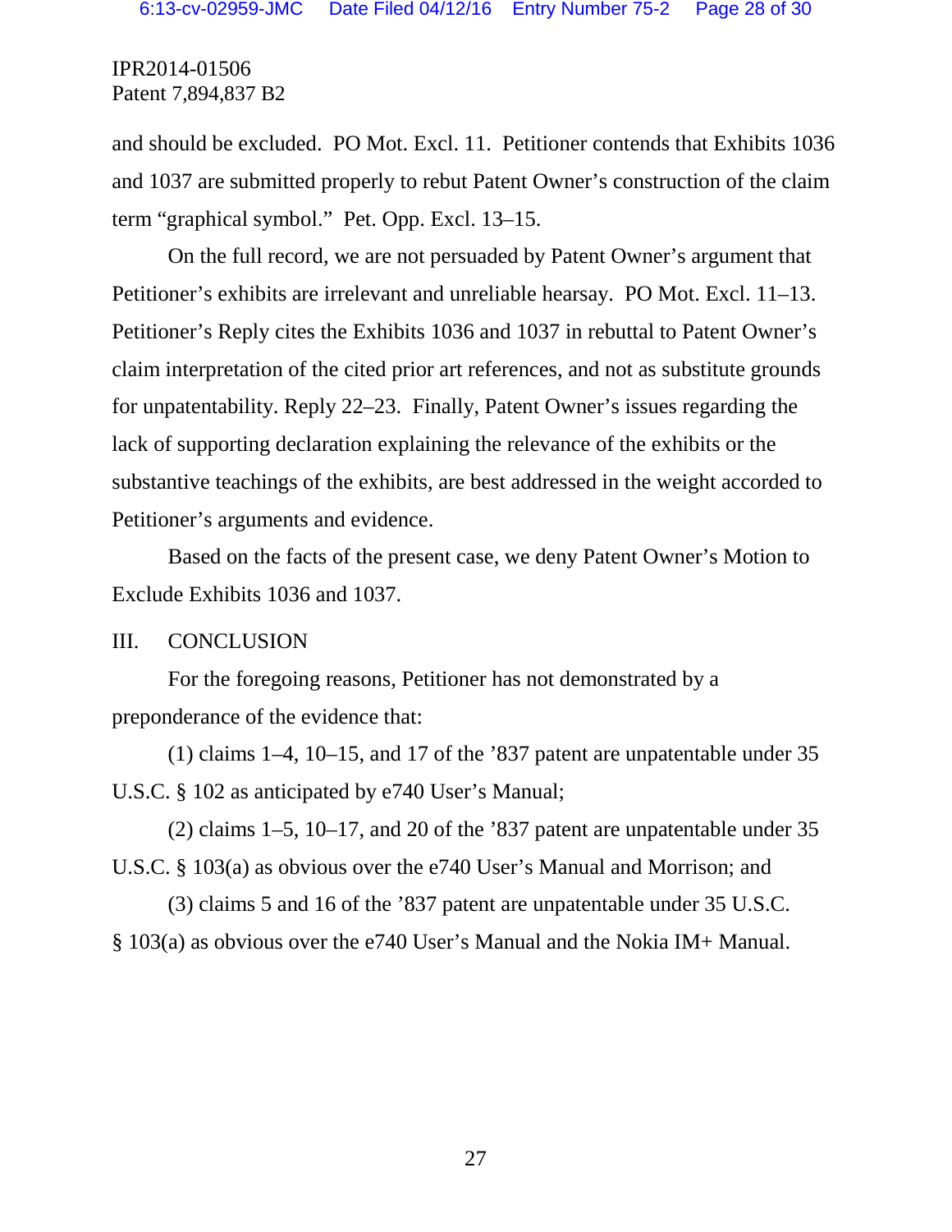and should be excluded. PO Mot. Excl. 11. Petitioner contends that Exhibits 1036 and 1037 are submitted properly to rebut Patent Owner's construction of the claim term "graphical symbol." Pet. Opp. Excl. 13–15.

On the full record, we are not persuaded by Patent Owner's argument that Petitioner's exhibits are irrelevant and unreliable hearsay. PO Mot. Excl. 11–13. Petitioner's Reply cites the Exhibits 1036 and 1037 in rebuttal to Patent Owner's claim interpretation of the cited prior art references, and not as substitute grounds for unpatentability. Reply 22–23. Finally, Patent Owner's issues regarding the lack of supporting declaration explaining the relevance of the exhibits or the substantive teachings of the exhibits, are best addressed in the weight accorded to Petitioner's arguments and evidence.

Based on the facts of the present case, we deny Patent Owner's Motion to Exclude Exhibits 1036 and 1037.

## III. CONCLUSION

For the foregoing reasons, Petitioner has not demonstrated by a preponderance of the evidence that:

(1) claims 1–4, 10–15, and 17 of the '837 patent are unpatentable under 35 U.S.C. § 102 as anticipated by e740 User's Manual;

(2) claims 1–5, 10–17, and 20 of the '837 patent are unpatentable under 35 U.S.C. § 103(a) as obvious over the e740 User's Manual and Morrison; and

(3) claims 5 and 16 of the '837 patent are unpatentable under 35 U.S.C. § 103(a) as obvious over the e740 User's Manual and the Nokia IM+ Manual.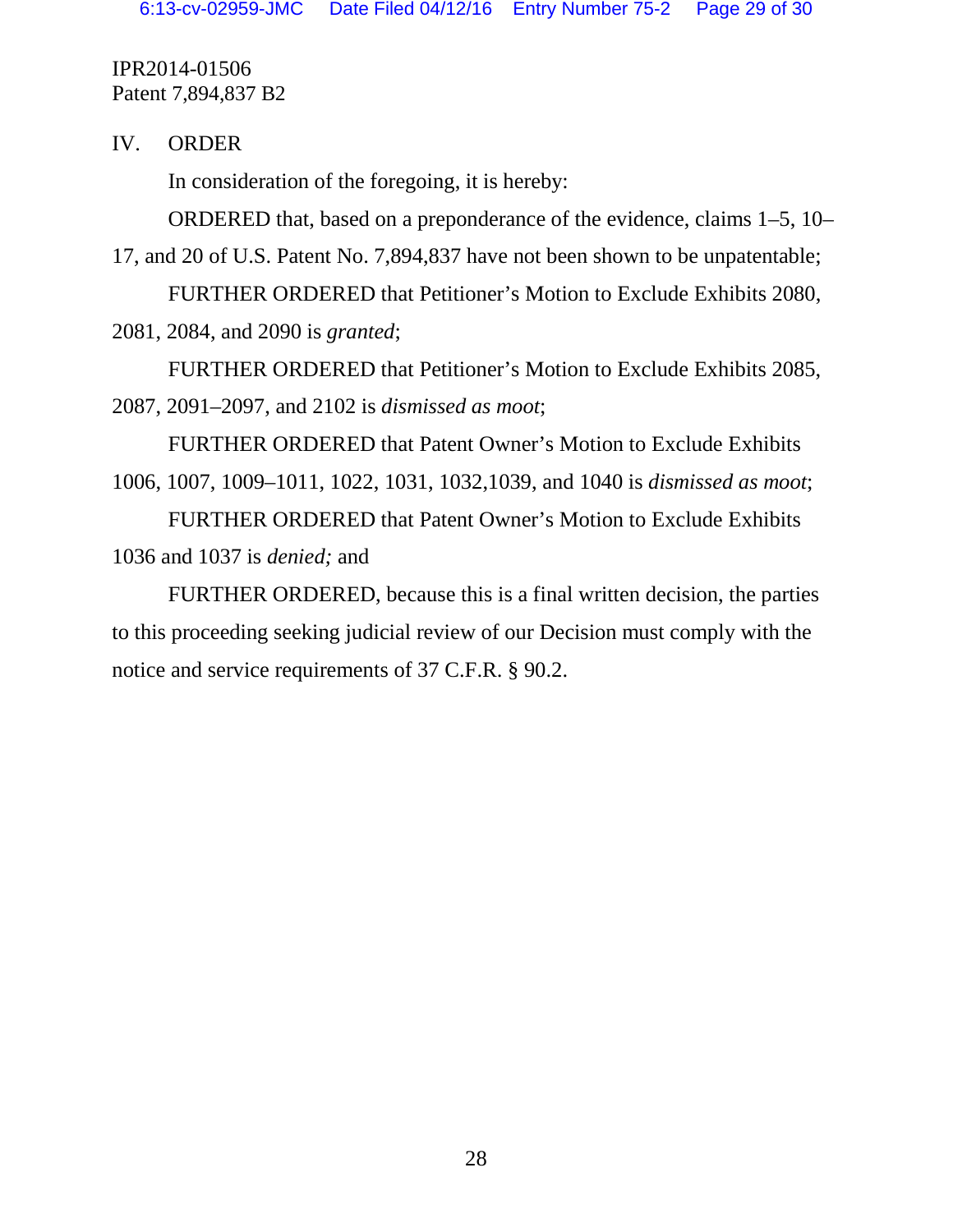IPR2014-01506
Patent 7,894,837 B2

## IV. ORDER

In consideration of the foregoing, it is hereby:

ORDERED that, based on a preponderance of the evidence, claims 1–5, 10–17, and 20 of U.S. Patent No. 7,894,837 have not been shown to be unpatentable;

FURTHER ORDERED that Petitioner's Motion to Exclude Exhibits 2080, 2081, 2084, and 2090 is *granted*;

FURTHER ORDERED that Petitioner's Motion to Exclude Exhibits 2085, 2087, 2091–2097, and 2102 is *dismissed as moot*;

FURTHER ORDERED that Patent Owner's Motion to Exclude Exhibits 1006, 1007, 1009–1011, 1022, 1031, 1032,1039, and 1040 is *dismissed as moot*;

FURTHER ORDERED that Patent Owner's Motion to Exclude Exhibits 1036 and 1037 is *denied;* and

FURTHER ORDERED, because this is a final written decision, the parties to this proceeding seeking judicial review of our Decision must comply with the notice and service requirements of 37 C.F.R. § 90.2.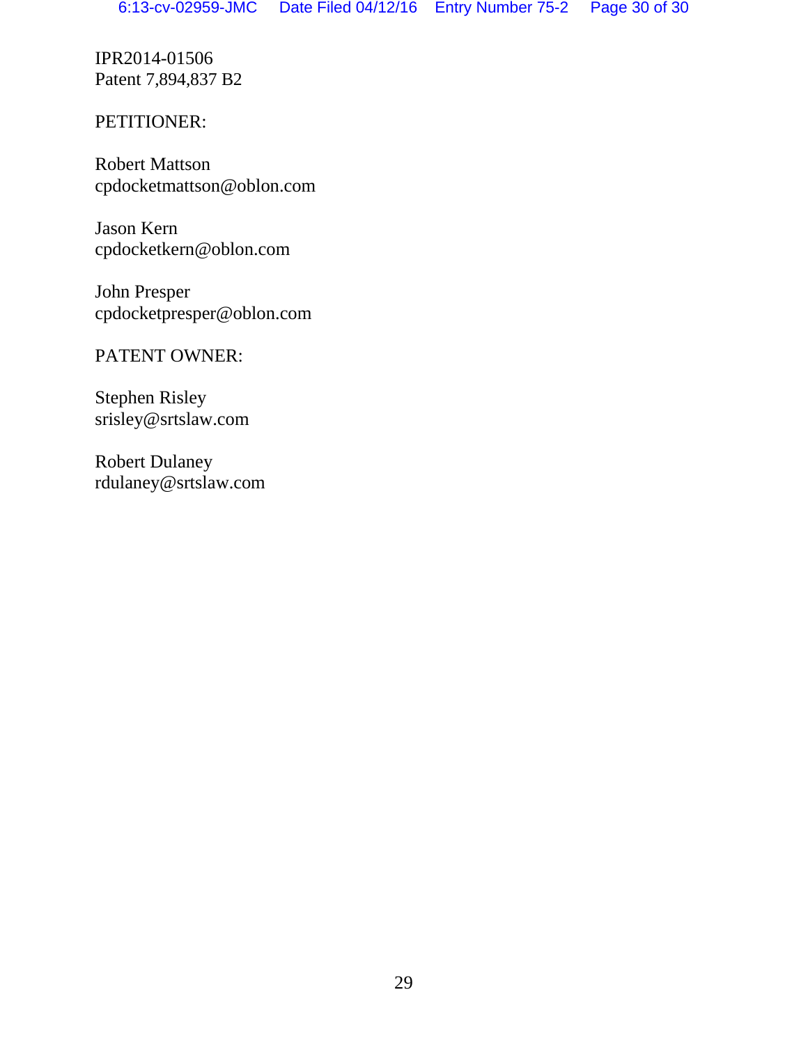IPR2014-01506
Patent 7,894,837 B2

PETITIONER:

Robert Mattson
cpdocketmattson@oblon.com

Jason Kern
cpdocketkern@oblon.com

John Presper
cpdocketpresper@oblon.com

PATENT OWNER:

Stephen Risley
srisley@srtslaw.com

Robert Dulaney
rdulaney@srtslaw.com